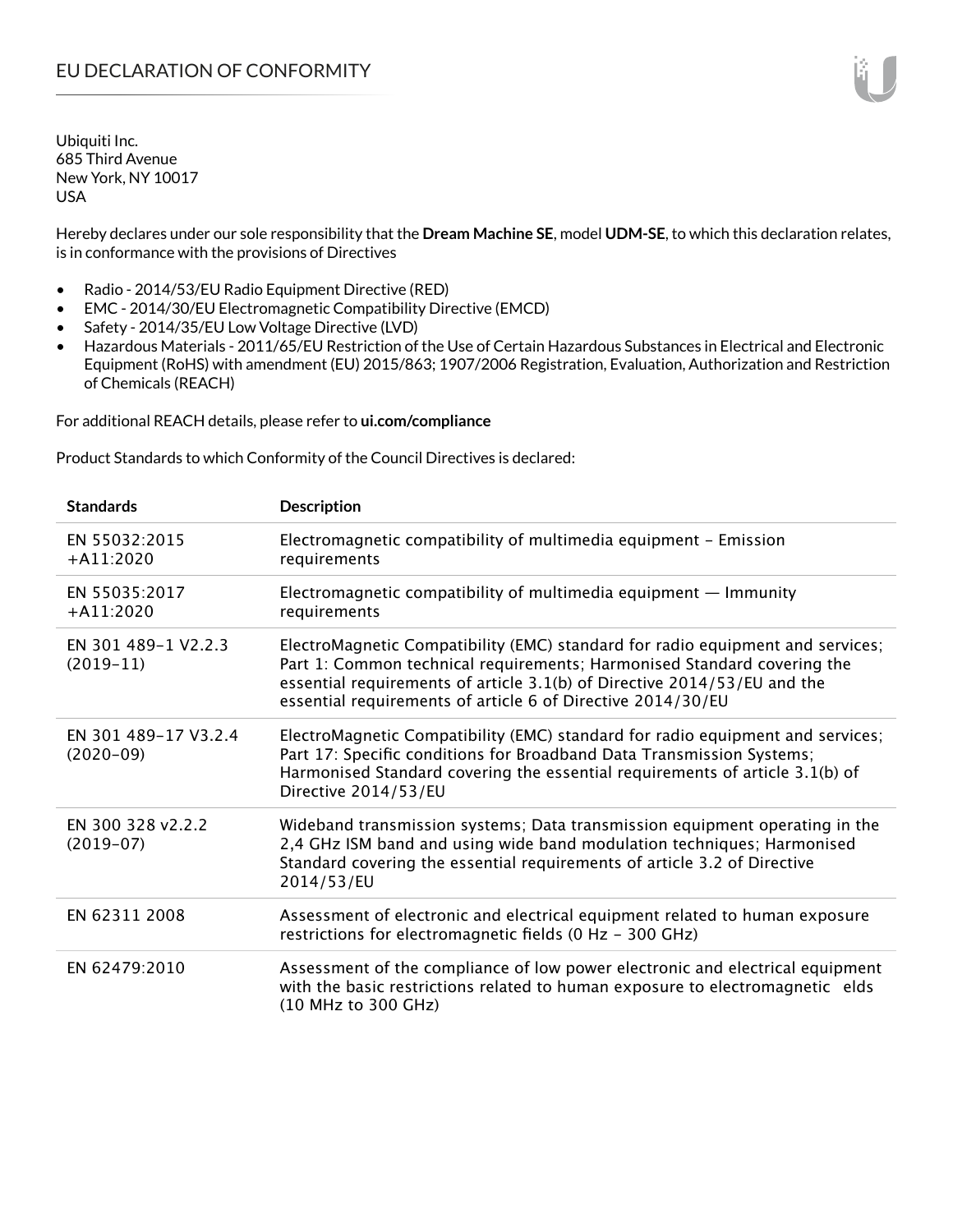# EU DECLARATION OF CONFORMITY

Ubiquiti Inc.
685 Third Avenue
New York, NY 10017
USA

Hereby declares under our sole responsibility that the **Dream Machine SE**, model **UDM-SE**, to which this declaration relates, is in conformance with the provisions of Directives

- Radio - 2014/53/EU Radio Equipment Directive (RED)
- EMC - 2014/30/EU Electromagnetic Compatibility Directive (EMCD)
- Safety - 2014/35/EU Low Voltage Directive (LVD)
- Hazardous Materials - 2011/65/EU Restriction of the Use of Certain Hazardous Substances in Electrical and Electronic Equipment (RoHS) with amendment (EU) 2015/863; 1907/2006 Registration, Evaluation, Authorization and Restriction of Chemicals (REACH)

For additional REACH details, please refer to **ui.com/compliance**

Product Standards to which Conformity of the Council Directives is declared:

| Standards | Description |
|---|---|
| EN 55032:2015 +A11:2020 | Electromagnetic compatibility of multimedia equipment – Emission requirements |
| EN 55035:2017 +A11:2020 | Electromagnetic compatibility of multimedia equipment — Immunity requirements |
| EN 301 489-1 V2.2.3 (2019-11) | ElectroMagnetic Compatibility (EMC) standard for radio equipment and services; Part 1: Common technical requirements; Harmonised Standard covering the essential requirements of article 3.1(b) of Directive 2014/53/EU and the essential requirements of article 6 of Directive 2014/30/EU |
| EN 301 489-17 V3.2.4 (2020-09) | ElectroMagnetic Compatibility (EMC) standard for radio equipment and services; Part 17: Specific conditions for Broadband Data Transmission Systems; Harmonised Standard covering the essential requirements of article 3.1(b) of Directive 2014/53/EU |
| EN 300 328 v2.2.2 (2019-07) | Wideband transmission systems; Data transmission equipment operating in the 2,4 GHz ISM band and using wide band modulation techniques; Harmonised Standard covering the essential requirements of article 3.2 of Directive 2014/53/EU |
| EN 62311 2008 | Assessment of electronic and electrical equipment related to human exposure restrictions for electromagnetic fields (0 Hz - 300 GHz) |
| EN 62479:2010 | Assessment of the compliance of low power electronic and electrical equipment with the basic restrictions related to human exposure to electromagnetic elds (10 MHz to 300 GHz) |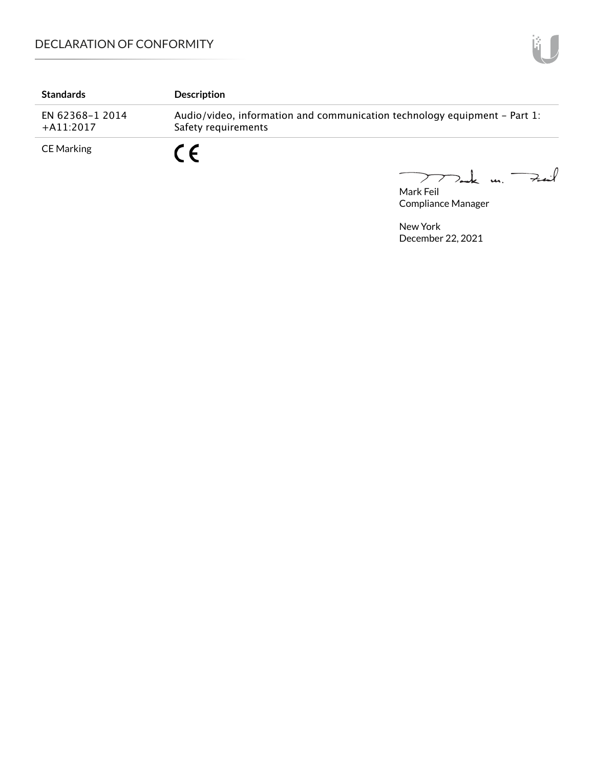| Standards | Description |
|---|---|
| EN 62368-1 2014 +A11:2017 | Audio/video, information and communication technology equipment – Part 1: Safety requirements |
| CE Marking | CE |

Mark Feil
Compliance Manager

New York
December 22, 2021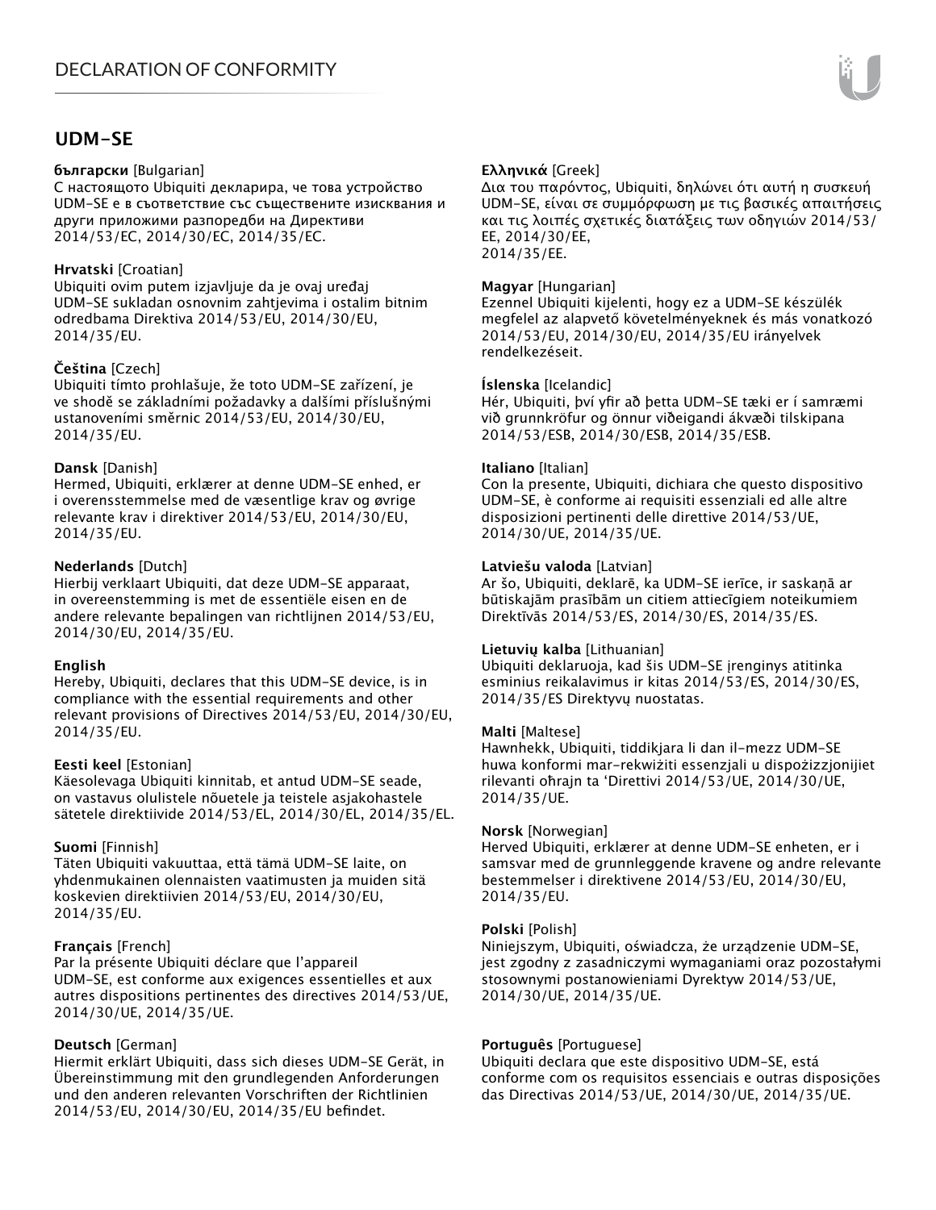# DECLARATION OF CONFORMITY

## UDM-SE

**български** [Bulgarian]
С настоящото Ubiquiti декларира, че това устройство UDM-SE е в съответствие със съществените изисквания и други приложими разпоредби на Директиви 2014/53/EC, 2014/30/EC, 2014/35/EC.

**Hrvatski** [Croatian]
Ubiquiti ovim putem izjavljuje da je ovaj uređaj UDM-SE sukladan osnovnim zahtjevima i ostalim bitnim odredbama Direktiva 2014/53/EU, 2014/30/EU, 2014/35/EU.

**Čeština** [Czech]
Ubiquiti tímto prohlašuje, že toto UDM-SE zařízení, je ve shodě se základními požadavky a dalšími příslušnými ustanoveními směrnic 2014/53/EU, 2014/30/EU, 2014/35/EU.

**Dansk** [Danish]
Hermed, Ubiquiti, erklærer at denne UDM-SE enhed, er i overensstemmelse med de væsentlige krav og øvrige relevante krav i direktiver 2014/53/EU, 2014/30/EU, 2014/35/EU.

**Nederlands** [Dutch]
Hierbij verklaart Ubiquiti, dat deze UDM-SE apparaat, in overeenstemming is met de essentiële eisen en de andere relevante bepalingen van richtlijnen 2014/53/EU, 2014/30/EU, 2014/35/EU.

**English**
Hereby, Ubiquiti, declares that this UDM-SE device, is in compliance with the essential requirements and other relevant provisions of Directives 2014/53/EU, 2014/30/EU, 2014/35/EU.

**Eesti keel** [Estonian]
Käesolevaga Ubiquiti kinnitab, et antud UDM-SE seade, on vastavus olulistele nõuetele ja teistele asjakohastele sätetele direktiivide 2014/53/EL, 2014/30/EL, 2014/35/EL.

**Suomi** [Finnish]
Täten Ubiquiti vakuuttaa, että tämä UDM-SE laite, on yhdenmukainen olennaisten vaatimusten ja muiden sitä koskevien direktiivien 2014/53/EU, 2014/30/EU, 2014/35/EU.

**Français** [French]
Par la présente Ubiquiti déclare que l'appareil UDM-SE, est conforme aux exigences essentielles et aux autres dispositions pertinentes des directives 2014/53/UE, 2014/30/UE, 2014/35/UE.

**Deutsch** [German]
Hiermit erklärt Ubiquiti, dass sich dieses UDM-SE Gerät, in Übereinstimmung mit den grundlegenden Anforderungen und den anderen relevanten Vorschriften der Richtlinien 2014/53/EU, 2014/30/EU, 2014/35/EU befindet.

**Ελληνικά** [Greek]
Δια του παρόντος, Ubiquiti, δηλώνει ότι αυτή η συσκευή UDM-SE, είναι σε συμμόρφωση με τις βασικές απαιτήσεις και τις λοιπές σχετικές διατάξεις των οδηγιών 2014/53/ EE, 2014/30/EE, 2014/35/EE.

**Magyar** [Hungarian]
Ezennel Ubiquiti kijelenti, hogy ez a UDM-SE készülék megfelel az alapvető követelményeknek és más vonatkozó 2014/53/EU, 2014/30/EU, 2014/35/EU irányelvek rendelkezéseit.

**Íslenska** [Icelandic]
Hér, Ubiquiti, því yfir að þetta UDM-SE tæki er í samræmi við grunnkröfur og önnur viðeigandi ákvæði tilskipana 2014/53/ESB, 2014/30/ESB, 2014/35/ESB.

**Italiano** [Italian]
Con la presente, Ubiquiti, dichiara che questo dispositivo UDM-SE, è conforme ai requisiti essenziali ed alle altre disposizioni pertinenti delle direttive 2014/53/UE, 2014/30/UE, 2014/35/UE.

**Latviešu valoda** [Latvian]
Ar šo, Ubiquiti, deklarē, ka UDM-SE ierīce, ir saskaņā ar būtiskajām prasībām un citiem attiecīgiem noteikumiem Direktīvās 2014/53/ES, 2014/30/ES, 2014/35/ES.

**Lietuvių kalba** [Lithuanian]
Ubiquiti deklaruoja, kad šis UDM-SE įrenginys atitinka esminius reikalavimus ir kitas 2014/53/ES, 2014/30/ES, 2014/35/ES Direktyvų nuostatas.

**Malti** [Maltese]
Hawnhekk, Ubiquiti, tiddikjara li dan il-mezz UDM-SE huwa konformi mar-rekwiżiti essenzjali u dispożizzjonijiet rilevanti oħrajn ta 'Direttivi 2014/53/UE, 2014/30/UE, 2014/35/UE.

**Norsk** [Norwegian]
Herved Ubiquiti, erklærer at denne UDM-SE enheten, er i samsvar med de grunnleggende kravene og andre relevante bestemmelser i direktivene 2014/53/EU, 2014/30/EU, 2014/35/EU.

**Polski** [Polish]
Niniejszym, Ubiquiti, oświadcza, że urządzenie UDM-SE, jest zgodny z zasadniczymi wymaganiami oraz pozostałymi stosownymi postanowieniami Dyrektyw 2014/53/UE, 2014/30/UE, 2014/35/UE.

**Português** [Portuguese]
Ubiquiti declara que este dispositivo UDM-SE, está conforme com os requisitos essenciais e outras disposições das Directivas 2014/53/UE, 2014/30/UE, 2014/35/UE.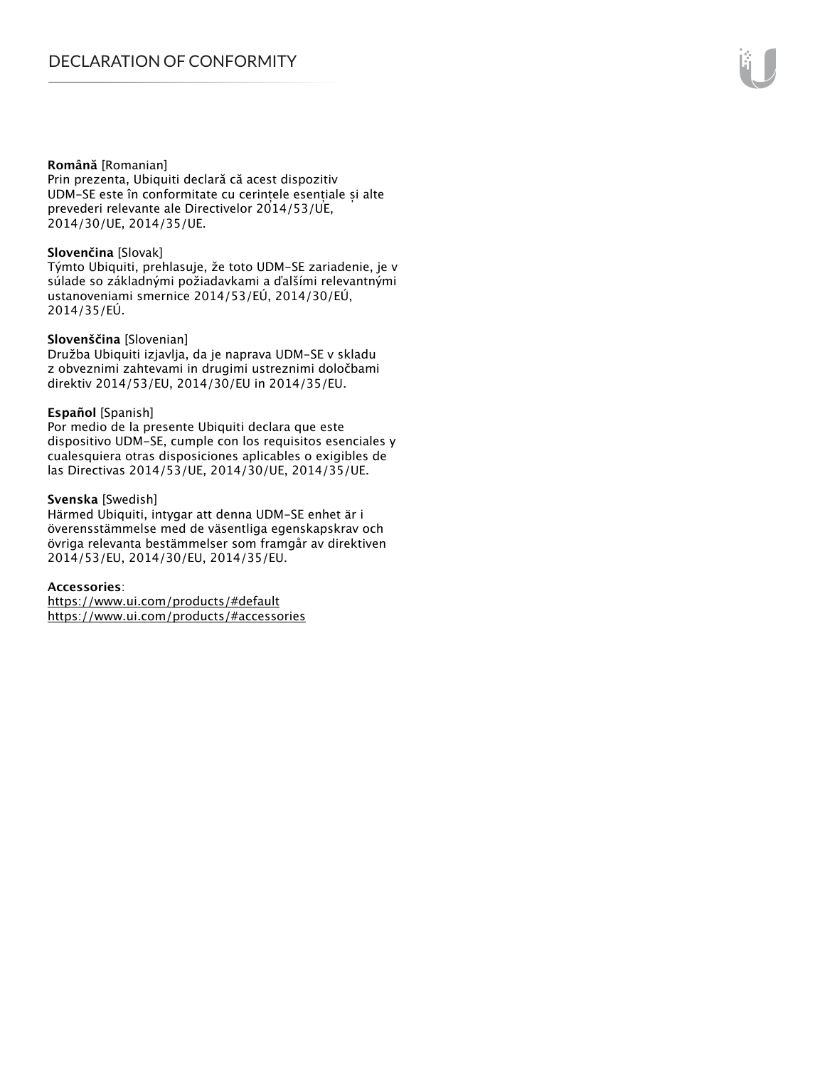**Română** [Romanian]
Prin prezenta, Ubiquiti declară că acest dispozitiv UDM-SE este în conformitate cu cerințele esențiale și alte prevederi relevante ale Directivelor 2014/53/UE, 2014/30/UE, 2014/35/UE.

**Slovenčina** [Slovak]
Týmto Ubiquiti, prehlasuje, že toto UDM-SE zariadenie, je v súlade so základnými požiadavkami a ďalšími relevantnými ustanoveniami smernice 2014/53/EÚ, 2014/30/EÚ, 2014/35/EÚ.

**Slovenščina** [Slovenian]
Družba Ubiquiti izjavlja, da je naprava UDM-SE v skladu z obveznimi zahtevami in drugimi ustreznimi določbami direktiv 2014/53/EU, 2014/30/EU in 2014/35/EU.

**Español** [Spanish]
Por medio de la presente Ubiquiti declara que este dispositivo UDM-SE, cumple con los requisitos esenciales y cualesquiera otras disposiciones aplicables o exigibles de las Directivas 2014/53/UE, 2014/30/UE, 2014/35/UE.

**Svenska** [Swedish]
Härmed Ubiquiti, intygar att denna UDM-SE enhet är i överensstämmelse med de väsentliga egenskapskrav och övriga relevanta bestämmelser som framgår av direktiven 2014/53/EU, 2014/30/EU, 2014/35/EU.

**Accessories**:
https://www.ui.com/products/#default
https://www.ui.com/products/#accessories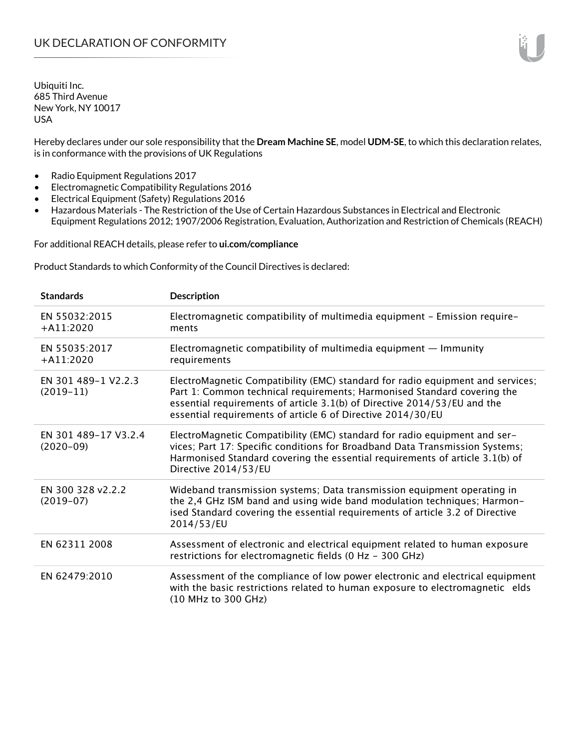# UK DECLARATION OF CONFORMITY

Ubiquiti Inc.
685 Third Avenue
New York, NY 10017
USA

Hereby declares under our sole responsibility that the **Dream Machine SE**, model **UDM-SE**, to which this declaration relates, is in conformance with the provisions of UK Regulations

- Radio Equipment Regulations 2017
- Electromagnetic Compatibility Regulations 2016
- Electrical Equipment (Safety) Regulations 2016
- Hazardous Materials - The Restriction of the Use of Certain Hazardous Substances in Electrical and Electronic Equipment Regulations 2012; 1907/2006 Registration, Evaluation, Authorization and Restriction of Chemicals (REACH)

For additional REACH details, please refer to **ui.com/compliance**

Product Standards to which Conformity of the Council Directives is declared:

| Standards | Description |
|---|---|
| EN 55032:2015 +A11:2020 | Electromagnetic compatibility of multimedia equipment - Emission requirements |
| EN 55035:2017 +A11:2020 | Electromagnetic compatibility of multimedia equipment — Immunity requirements |
| EN 301 489-1 V2.2.3 (2019-11) | ElectroMagnetic Compatibility (EMC) standard for radio equipment and services; Part 1: Common technical requirements; Harmonised Standard covering the essential requirements of article 3.1(b) of Directive 2014/53/EU and the essential requirements of article 6 of Directive 2014/30/EU |
| EN 301 489-17 V3.2.4 (2020-09) | ElectroMagnetic Compatibility (EMC) standard for radio equipment and services; Part 17: Specific conditions for Broadband Data Transmission Systems; Harmonised Standard covering the essential requirements of article 3.1(b) of Directive 2014/53/EU |
| EN 300 328 v2.2.2 (2019-07) | Wideband transmission systems; Data transmission equipment operating in the 2,4 GHz ISM band and using wide band modulation techniques; Harmonised Standard covering the essential requirements of article 3.2 of Directive 2014/53/EU |
| EN 62311 2008 | Assessment of electronic and electrical equipment related to human exposure restrictions for electromagnetic fields (0 Hz - 300 GHz) |
| EN 62479:2010 | Assessment of the compliance of low power electronic and electrical equipment with the basic restrictions related to human exposure to electromagnetic elds (10 MHz to 300 GHz) |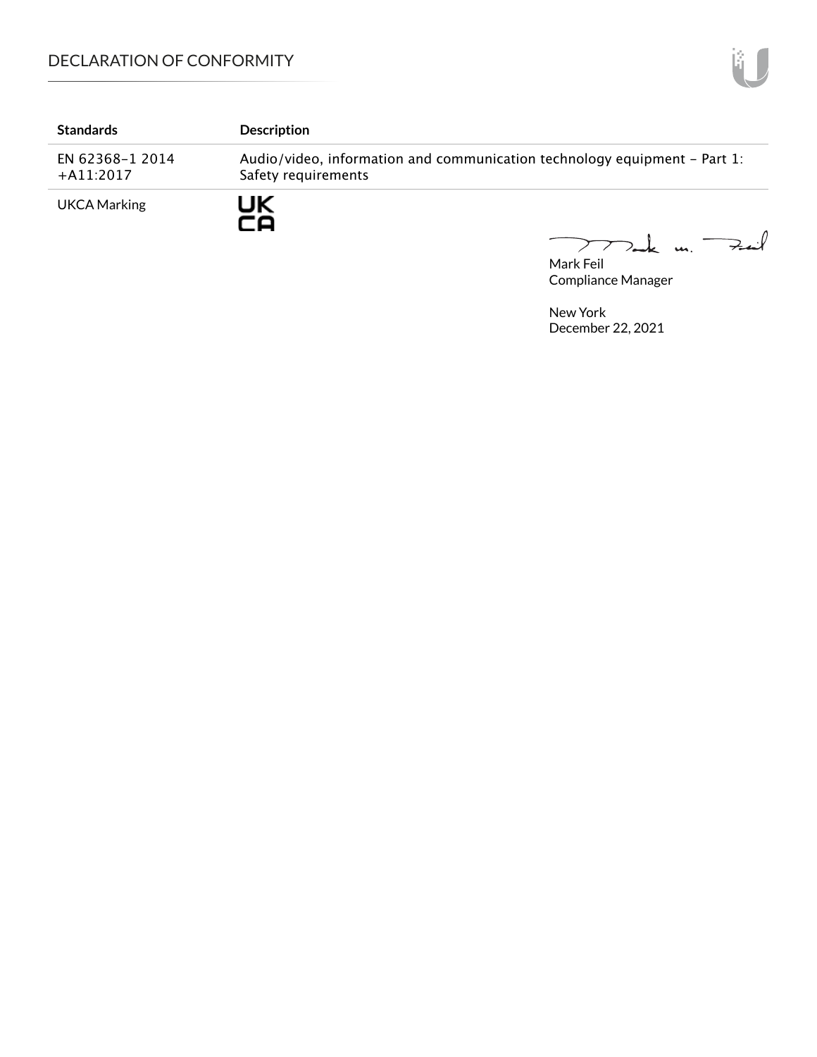| Standards | Description |
|---|---|
| EN 62368-1 2014 +A11:2017 | Audio/video, information and communication technology equipment – Part 1: Safety requirements |
| UKCA Marking | UK CA |

Mark Feil
Compliance Manager

New York
December 22, 2021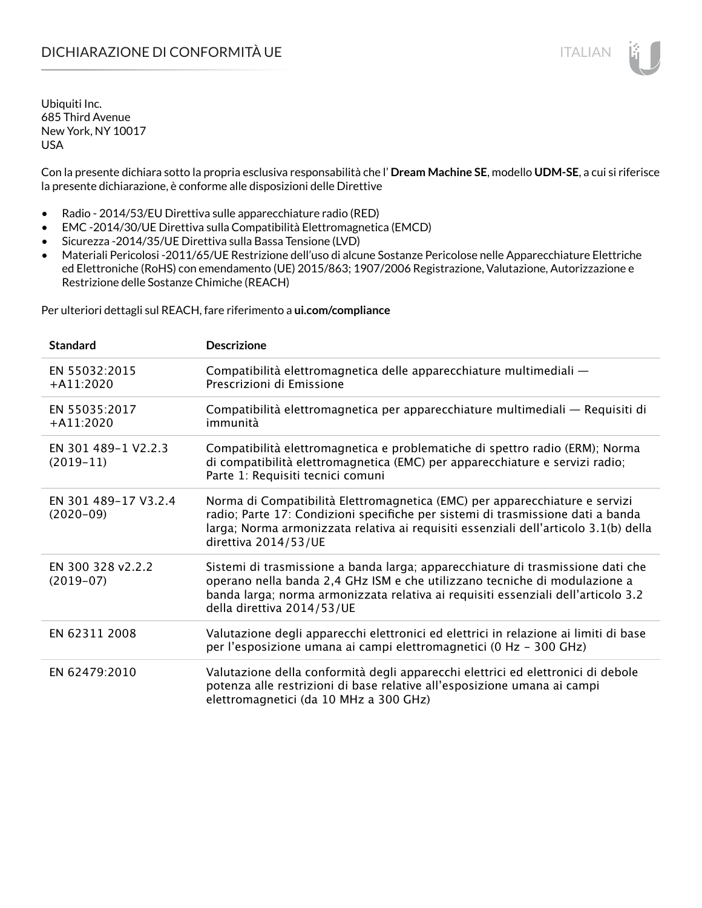# DICHIARAZIONE DI CONFORMITÀ UE

Ubiquiti Inc.
685 Third Avenue
New York, NY 10017
USA

Con la presente dichiara sotto la propria esclusiva responsabilità che l' **Dream Machine SE**, modello **UDM-SE**, a cui si riferisce la presente dichiarazione, è conforme alle disposizioni delle Direttive

- Radio - 2014/53/EU Direttiva sulle apparecchiature radio (RED)
- EMC -2014/30/UE Direttiva sulla Compatibilità Elettromagnetica (EMCD)
- Sicurezza -2014/35/UE Direttiva sulla Bassa Tensione (LVD)
- Materiali Pericolosi -2011/65/UE Restrizione dell'uso di alcune Sostanze Pericolose nelle Apparecchiature Elettriche ed Elettroniche (RoHS) con emendamento (UE) 2015/863; 1907/2006 Registrazione, Valutazione, Autorizzazione e Restrizione delle Sostanze Chimiche (REACH)

Per ulteriori dettagli sul REACH, fare riferimento a **ui.com/compliance**

| Standard | Descrizione |
|---|---|
| EN 55032:2015 +A11:2020 | Compatibilità elettromagnetica delle apparecchiature multimediali — Prescrizioni di Emissione |
| EN 55035:2017 +A11:2020 | Compatibilità elettromagnetica per apparecchiature multimediali — Requisiti di immunità |
| EN 301 489-1 V2.2.3 (2019-11) | Compatibilità elettromagnetica e problematiche di spettro radio (ERM); Norma di compatibilità elettromagnetica (EMC) per apparecchiature e servizi radio; Parte 1: Requisiti tecnici comuni |
| EN 301 489-17 V3.2.4 (2020-09) | Norma di Compatibilità Elettromagnetica (EMC) per apparecchiature e servizi radio; Parte 17: Condizioni specifiche per sistemi di trasmissione dati a banda larga; Norma armonizzata relativa ai requisiti essenziali dell'articolo 3.1(b) della direttiva 2014/53/UE |
| EN 300 328 v2.2.2 (2019-07) | Sistemi di trasmissione a banda larga; apparecchiature di trasmissione dati che operano nella banda 2,4 GHz ISM e che utilizzano tecniche di modulazione a banda larga; norma armonizzata relativa ai requisiti essenziali dell'articolo 3.2 della direttiva 2014/53/UE |
| EN 62311 2008 | Valutazione degli apparecchi elettronici ed elettrici in relazione ai limiti di base per l'esposizione umana ai campi elettromagnetici (0 Hz - 300 GHz) |
| EN 62479:2010 | Valutazione della conformità degli apparecchi elettrici ed elettronici di debole potenza alle restrizioni di base relative all'esposizione umana ai campi elettromagnetici (da 10 MHz a 300 GHz) |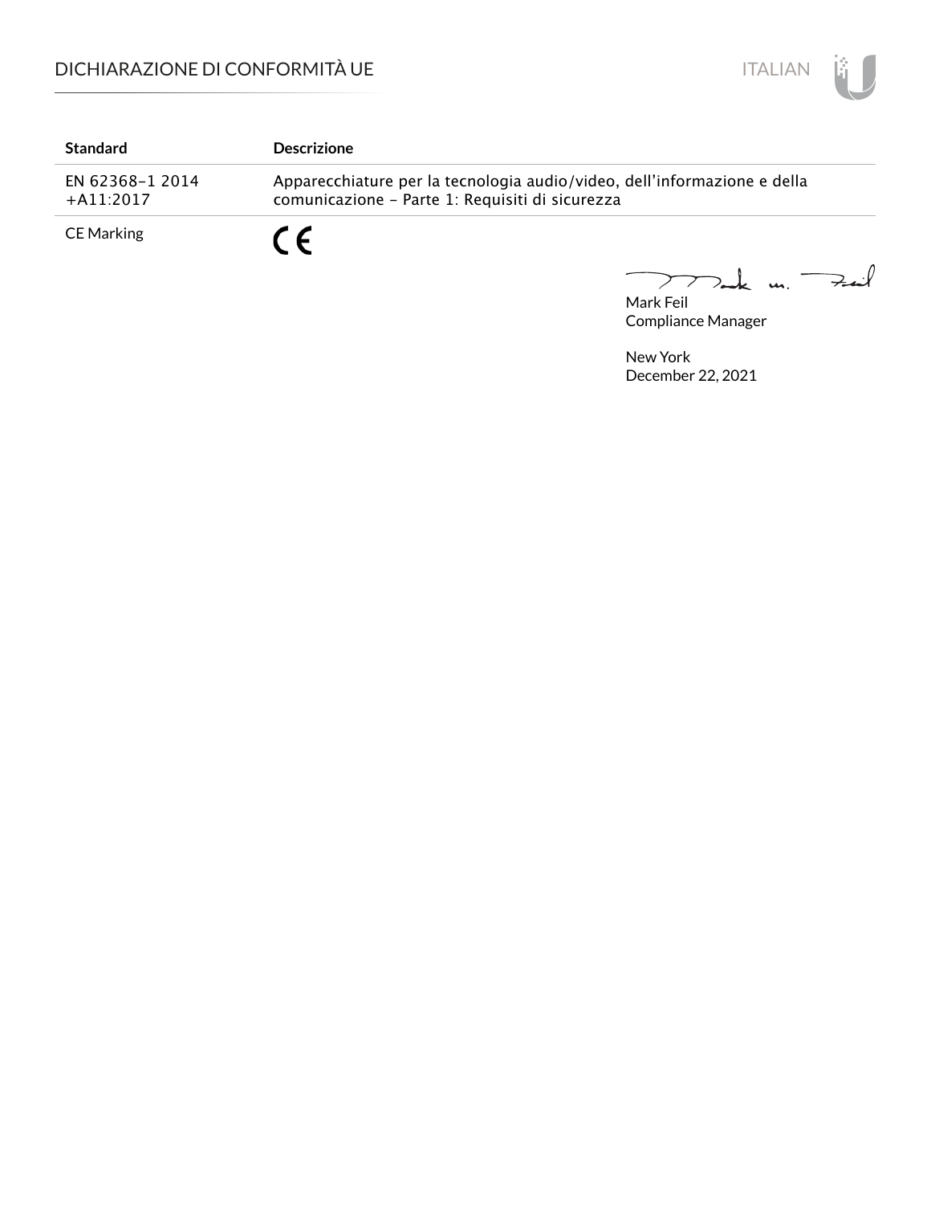| Standard | Descrizione |
|---|---|
| EN 62368-1 2014 +A11:2017 | Apparecchiature per la tecnologia audio/video, dell'informazione e della comunicazione - Parte 1: Requisiti di sicurezza |
| CE Marking | CE |

Mark Feil
Compliance Manager

New York
December 22, 2021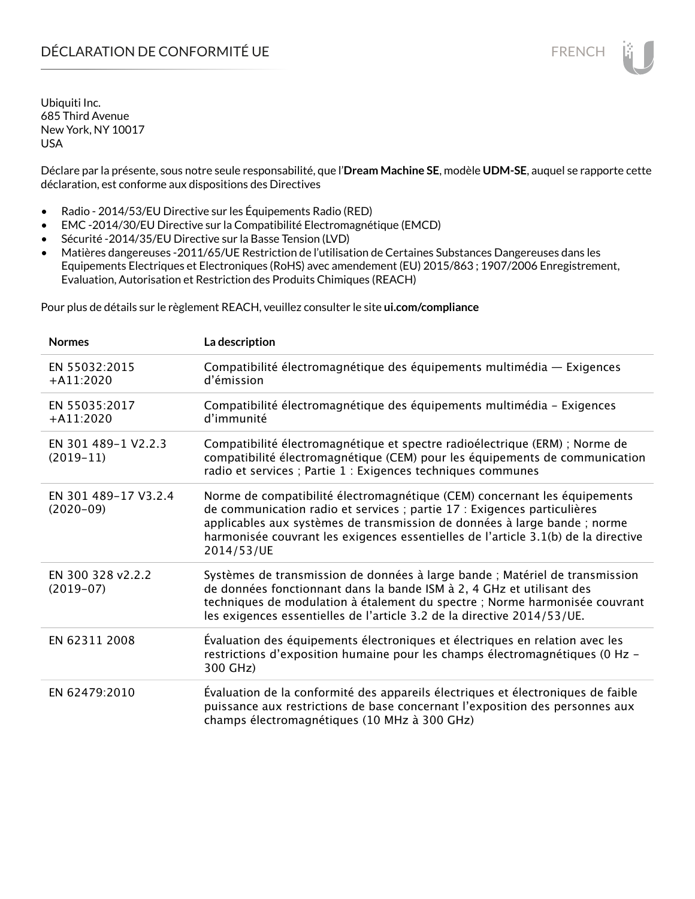# DÉCLARATION DE CONFORMITÉ UE

Ubiquiti Inc.
685 Third Avenue
New York, NY 10017
USA

Déclare par la présente, sous notre seule responsabilité, que l'**Dream Machine SE**, modèle **UDM-SE**, auquel se rapporte cette déclaration, est conforme aux dispositions des Directives

- Radio - 2014/53/EU Directive sur les Équipements Radio (RED)
- EMC -2014/30/EU Directive sur la Compatibilité Electromagnétique (EMCD)
- Sécurité -2014/35/EU Directive sur la Basse Tension (LVD)
- Matières dangereuses -2011/65/UE Restriction de l'utilisation de Certaines Substances Dangereuses dans les Equipements Electriques et Electroniques (RoHS) avec amendement (EU) 2015/863 ; 1907/2006 Enregistrement, Evaluation, Autorisation et Restriction des Produits Chimiques (REACH)

Pour plus de détails sur le règlement REACH, veuillez consulter le site **ui.com/compliance**

| Normes | La description |
|---|---|
| EN 55032:2015 +A11:2020 | Compatibilité électromagnétique des équipements multimédia — Exigences d'émission |
| EN 55035:2017 +A11:2020 | Compatibilité électromagnétique des équipements multimédia – Exigences d'immunité |
| EN 301 489-1 V2.2.3 (2019-11) | Compatibilité électromagnétique et spectre radioélectrique (ERM) ; Norme de compatibilité électromagnétique (CEM) pour les équipements de communication radio et services ; Partie 1 : Exigences techniques communes |
| EN 301 489-17 V3.2.4 (2020-09) | Norme de compatibilité électromagnétique (CEM) concernant les équipements de communication radio et services ; partie 17 : Exigences particulières applicables aux systèmes de transmission de données à large bande ; norme harmonisée couvrant les exigences essentielles de l'article 3.1(b) de la directive 2014/53/UE |
| EN 300 328 v2.2.2 (2019-07) | Systèmes de transmission de données à large bande ; Matériel de transmission de données fonctionnant dans la bande ISM à 2, 4 GHz et utilisant des techniques de modulation à étalement du spectre ; Norme harmonisée couvrant les exigences essentielles de l'article 3.2 de la directive 2014/53/UE. |
| EN 62311 2008 | Évaluation des équipements électroniques et électriques en relation avec les restrictions d'exposition humaine pour les champs électromagnétiques (0 Hz – 300 GHz) |
| EN 62479:2010 | Évaluation de la conformité des appareils électriques et électroniques de faible puissance aux restrictions de base concernant l'exposition des personnes aux champs électromagnétiques (10 MHz à 300 GHz) |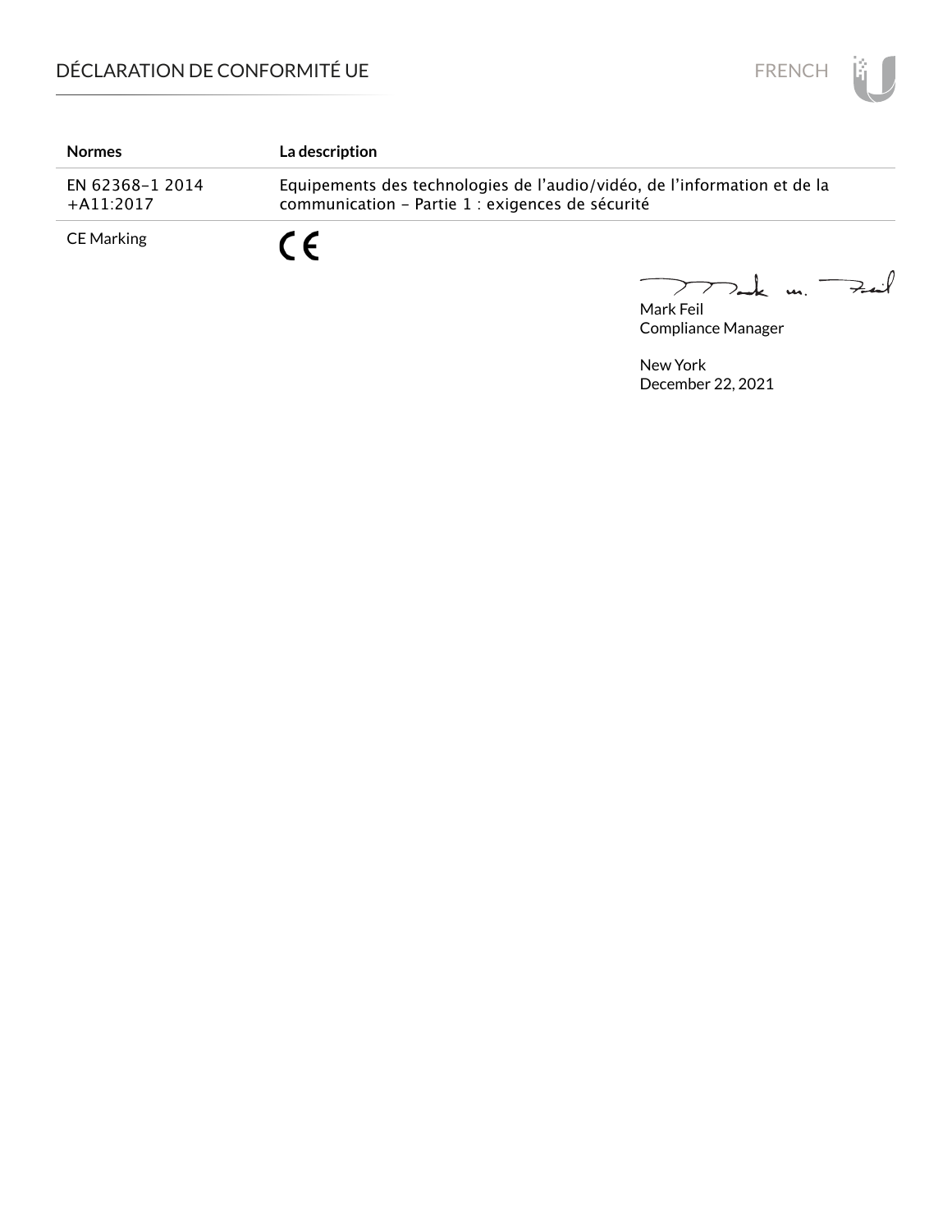# DÉCLARATION DE CONFORMITÉ UE

| Normes | La description |
|---|---|
| EN 62368-1 2014 +A11:2017 | Equipements des technologies de l'audio/vidéo, de l'information et de la communication – Partie 1 : exigences de sécurité |
| CE Marking | CE |

Mark Feil
Compliance Manager

New York
December 22, 2021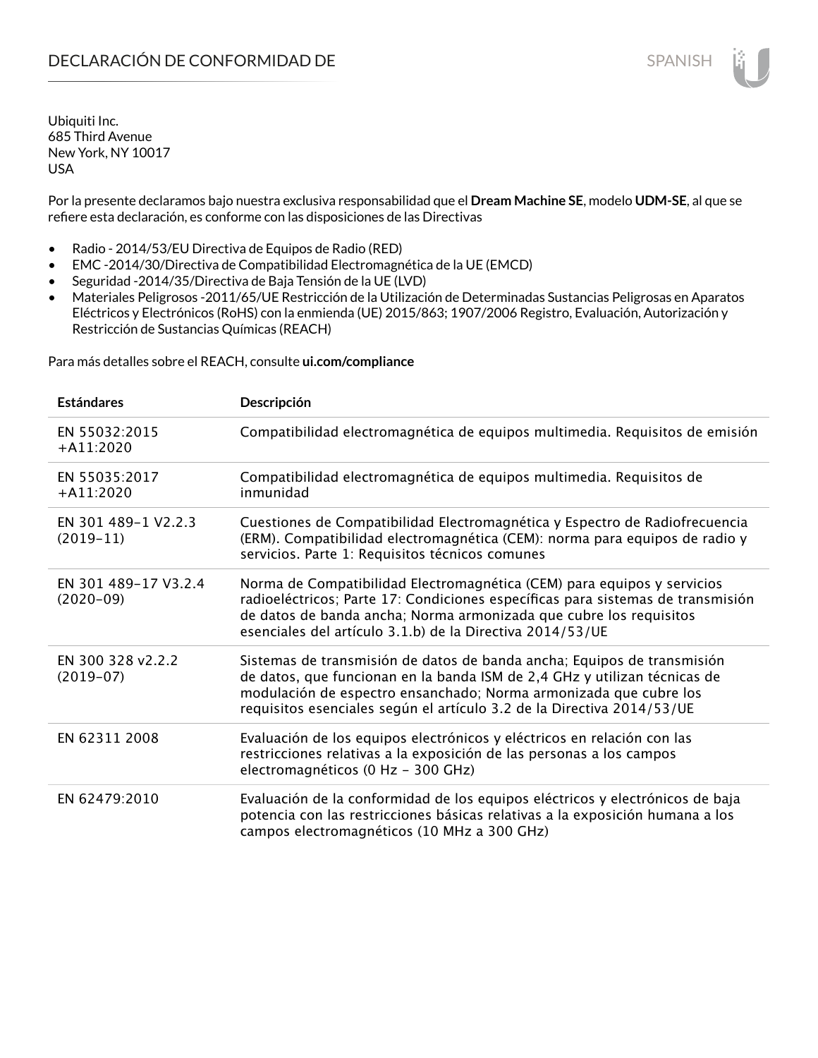# DECLARACIÓN DE CONFORMIDAD DE

Ubiquiti Inc.
685 Third Avenue
New York, NY 10017
USA

Por la presente declaramos bajo nuestra exclusiva responsabilidad que el **Dream Machine SE**, modelo **UDM-SE**, al que se refiere esta declaración, es conforme con las disposiciones de las Directivas

- Radio - 2014/53/EU Directiva de Equipos de Radio (RED)
- EMC -2014/30/Directiva de Compatibilidad Electromagnética de la UE (EMCD)
- Seguridad -2014/35/Directiva de Baja Tensión de la UE (LVD)
- Materiales Peligrosos -2011/65/UE Restricción de la Utilización de Determinadas Sustancias Peligrosas en Aparatos Eléctricos y Electrónicos (RoHS) con la enmienda (UE) 2015/863; 1907/2006 Registro, Evaluación, Autorización y Restricción de Sustancias Químicas (REACH)

Para más detalles sobre el REACH, consulte **ui.com/compliance**

| Estándares | Descripción |
|---|---|
| EN 55032:2015 +A11:2020 | Compatibilidad electromagnética de equipos multimedia. Requisitos de emisión |
| EN 55035:2017 +A11:2020 | Compatibilidad electromagnética de equipos multimedia. Requisitos de inmunidad |
| EN 301 489-1 V2.2.3 (2019-11) | Cuestiones de Compatibilidad Electromagnética y Espectro de Radiofrecuencia (ERM). Compatibilidad electromagnética (CEM): norma para equipos de radio y servicios. Parte 1: Requisitos técnicos comunes |
| EN 301 489-17 V3.2.4 (2020-09) | Norma de Compatibilidad Electromagnética (CEM) para equipos y servicios radioeléctricos; Parte 17: Condiciones específicas para sistemas de transmisión de datos de banda ancha; Norma armonizada que cubre los requisitos esenciales del artículo 3.1.b) de la Directiva 2014/53/UE |
| EN 300 328 v2.2.2 (2019-07) | Sistemas de transmisión de datos de banda ancha; Equipos de transmisión de datos, que funcionan en la banda ISM de 2,4 GHz y utilizan técnicas de modulación de espectro ensanchado; Norma armonizada que cubre los requisitos esenciales según el artículo 3.2 de la Directiva 2014/53/UE |
| EN 62311 2008 | Evaluación de los equipos electrónicos y eléctricos en relación con las restricciones relativas a la exposición de las personas a los campos electromagnéticos (0 Hz - 300 GHz) |
| EN 62479:2010 | Evaluación de la conformidad de los equipos eléctricos y electrónicos de baja potencia con las restricciones básicas relativas a la exposición humana a los campos electromagnéticos (10 MHz a 300 GHz) |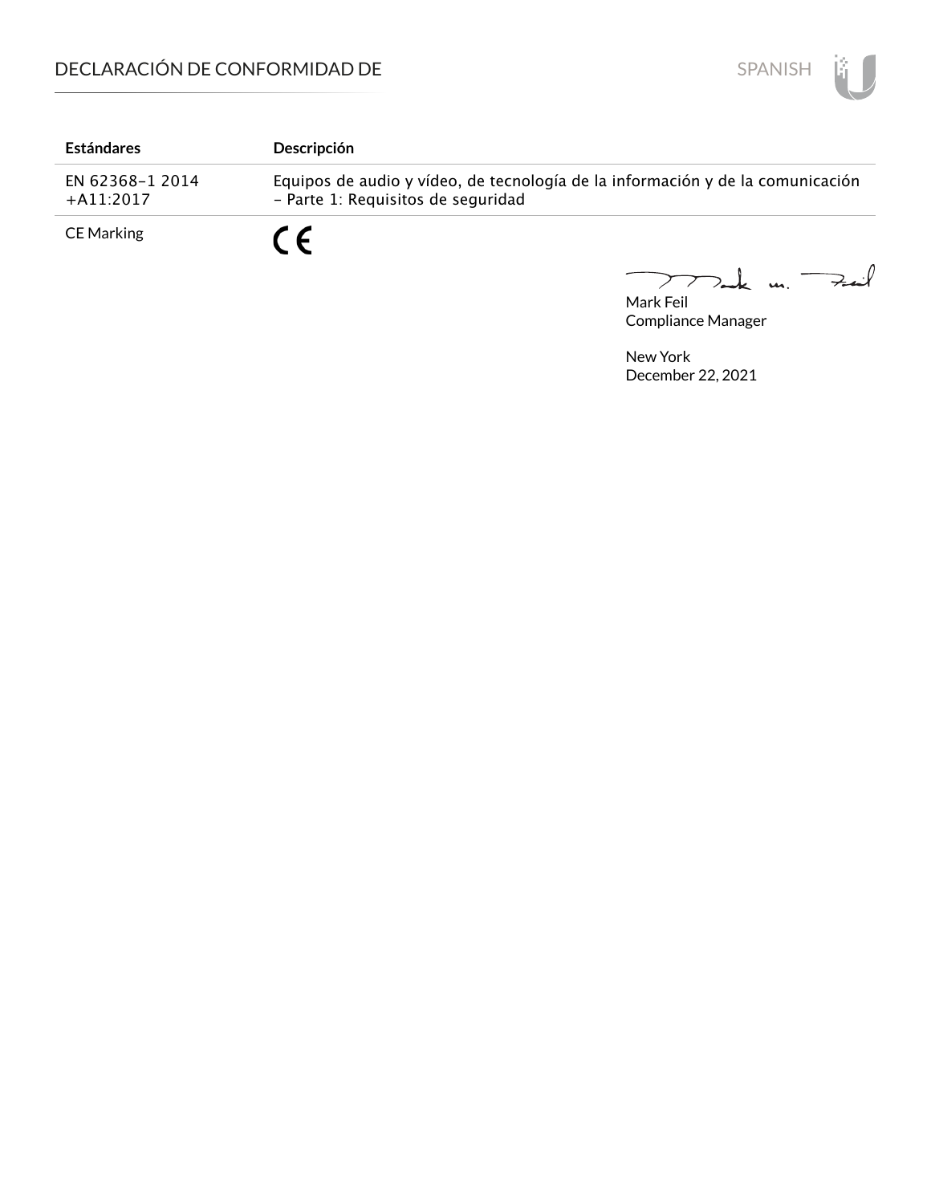| Estándares | Descripción |
|---|---|
| EN 62368-1 2014 +A11:2017 | Equipos de audio y vídeo, de tecnología de la información y de la comunicación - Parte 1: Requisitos de seguridad |
| CE Marking | CE |

Mark Feil
Compliance Manager

New York
December 22, 2021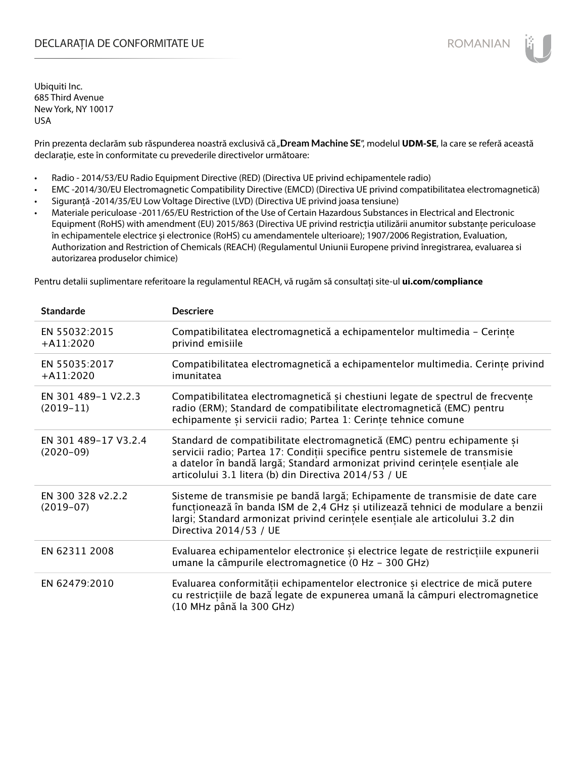# DECLARAȚIA DE CONFORMITATE UE

Ubiquiti Inc.
685 Third Avenue
New York, NY 10017
USA

Prin prezenta declarăm sub răspunderea noastră exclusivă că „**Dream Machine SE**", modelul **UDM-SE**, la care se referă această declarație, este în conformitate cu prevederile directivelor următoare:

- Radio - 2014/53/EU Radio Equipment Directive (RED) (Directiva UE privind echipamentele radio)
- EMC -2014/30/EU Electromagnetic Compatibility Directive (EMCD) (Directiva UE privind compatibilitatea electromagnetică)
- Siguranță -2014/35/EU Low Voltage Directive (LVD) (Directiva UE privind joasa tensiune)
- Materiale periculoase -2011/65/EU Restriction of the Use of Certain Hazardous Substances in Electrical and Electronic Equipment (RoHS) with amendment (EU) 2015/863 (Directiva UE privind restricția utilizării anumitor substanțe periculoase în echipamentele electrice și electronice (RoHS) cu amendamentele ulterioare); 1907/2006 Registration, Evaluation, Authorization and Restriction of Chemicals (REACH) (Regulamentul Uniunii Europene privind înregistrarea, evaluarea si autorizarea produselor chimice)

Pentru detalii suplimentare referitoare la regulamentul REACH, vă rugăm să consultați site-ul **ui.com/compliance**

| Standarde | Descriere |
|---|---|
| EN 55032:2015 +A11:2020 | Compatibilitatea electromagnetică a echipamentelor multimedia - Cerințe privind emisiile |
| EN 55035:2017 +A11:2020 | Compatibilitatea electromagnetică a echipamentelor multimedia. Cerințe privind imunitatea |
| EN 301 489-1 V2.2.3 (2019-11) | Compatibilitatea electromagnetică și chestiuni legate de spectrul de frecvențe radio (ERM); Standard de compatibilitate electromagnetică (EMC) pentru echipamente și servicii radio; Partea 1: Cerințe tehnice comune |
| EN 301 489-17 V3.2.4 (2020-09) | Standard de compatibilitate electromagnetică (EMC) pentru echipamente și servicii radio; Partea 17: Condiții specifice pentru sistemele de transmisie a datelor în bandă largă; Standard armonizat privind cerințele esențiale ale articolului 3.1 litera (b) din Directiva 2014/53 / UE |
| EN 300 328 v2.2.2 (2019-07) | Sisteme de transmisie pe bandă largă; Echipamente de transmisie de date care funcționează în banda ISM de 2,4 GHz și utilizează tehnici de modulare a benzii largi; Standard armonizat privind cerințele esențiale ale articolului 3.2 din Directiva 2014/53 / UE |
| EN 62311 2008 | Evaluarea echipamentelor electronice și electrice legate de restricțiile expunerii umane la câmpurile electromagnetice (0 Hz - 300 GHz) |
| EN 62479:2010 | Evaluarea conformității echipamentelor electronice și electrice de mică putere cu restricțiile de bază legate de expunerea umană la câmpuri electromagnetice (10 MHz până la 300 GHz) |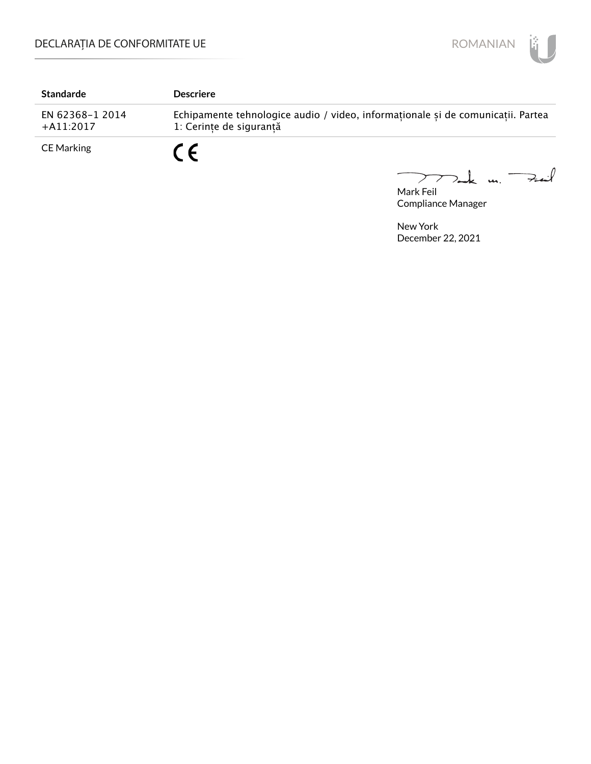| Standarde | Descriere |
| --- | --- |
| EN 62368-1 2014 +A11:2017 | Echipamente tehnologice audio / video, informaționale și de comunicații. Partea 1: Cerințe de siguranță |
| CE Marking | CE |

Mark Feil
Compliance Manager

New York
December 22, 2021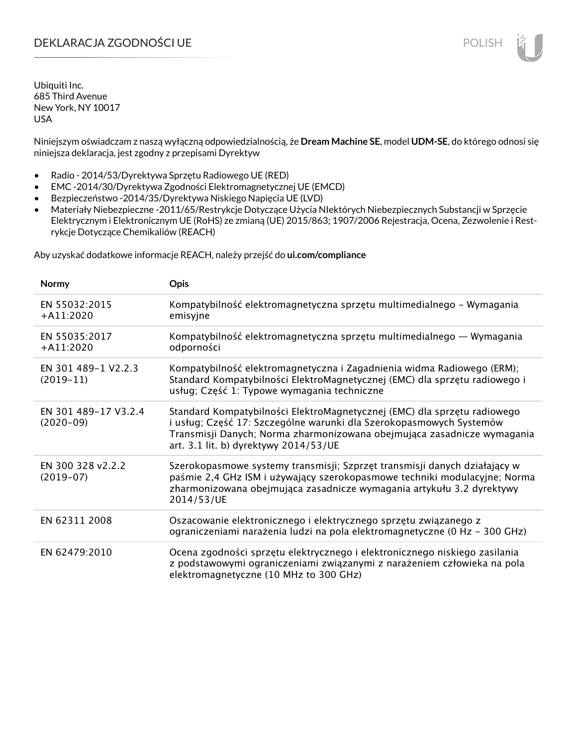# DEKLARACJA ZGODNOŚCI UE

Ubiquiti Inc.
685 Third Avenue
New York, NY 10017
USA

Niniejszym oświadczam z naszą wyłączną odpowiedzialnością, że **Dream Machine SE**, model **UDM-SE**, do którego odnosi się niniejsza deklaracja, jest zgodny z przepisami Dyrektyw

- Radio - 2014/53/Dyrektywa Sprzętu Radiowego UE (RED)
- EMC -2014/30/Dyrektywa Zgodności Elektromagnetycznej UE (EMCD)
- Bezpieczeństwo -2014/35/Dyrektywa Niskiego Napięcia UE (LVD)
- Materiały Niebezpieczne -2011/65/Restrykcje Dotyczące Użycia NIektórych Niebezpiecznych Substancji w Sprzęcie Elektrycznym i Elektronicznym UE (RoHS) ze zmianą (UE) 2015/863; 1907/2006 Rejestracja, Ocena, Zezwolenie i Restrykcje Dotyczące Chemikaliów (REACH)

Aby uzyskać dodatkowe informacje REACH, należy przejść do **ui.com/compliance**

| Normy | Opis |
|---|---|
| EN 55032:2015 +A11:2020 | Kompatybilność elektromagnetyczna sprzętu multimedialnego – Wymagania emisyjne |
| EN 55035:2017 +A11:2020 | Kompatybilność elektromagnetyczna sprzętu multimedialnego — Wymagania odporności |
| EN 301 489-1 V2.2.3 (2019-11) | Kompatybilność elektromagnetyczna i Zagadnienia widma Radiowego (ERM); Standard Kompatybilności ElektroMagnetycznej (EMC) dla sprzętu radiowego i usług; Część 1: Typowe wymagania techniczne |
| EN 301 489-17 V3.2.4 (2020-09) | Standard Kompatybilności ElektroMagnetycznej (EMC) dla sprzętu radiowego i usług; Część 17: Szczególne warunki dla Szerokopasmowych Systemów Transmisji Danych; Norma zharmonizowana obejmująca zasadnicze wymagania art. 3.1 lit. b) dyrektywy 2014/53/UE |
| EN 300 328 v2.2.2 (2019-07) | Szerokopasmowe systemy transmisji; Szprzęt transmisji danych działający w paśmie 2,4 GHz ISM i używający szerokopasmowe techniki modulacyjne; Norma zharmonizowana obejmująca zasadnicze wymagania artykułu 3.2 dyrektywy 2014/53/UE |
| EN 62311 2008 | Oszacowanie elektronicznego i elektrycznego sprzętu związanego z ograniczeniami narażenia ludzi na pola elektromagnetyczne (0 Hz – 300 GHz) |
| EN 62479:2010 | Ocena zgodności sprzętu elektrycznego i elektronicznego niskiego zasilania z podstawowymi ograniczeniami związanymi z narażeniem człowieka na pola elektromagnetyczne (10 MHz to 300 GHz) |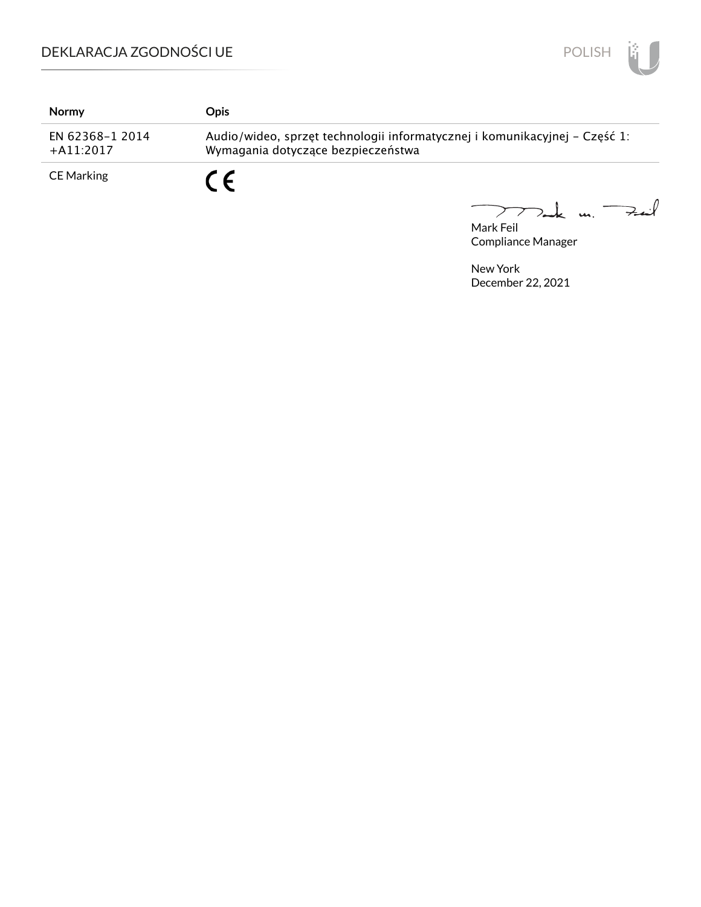| Normy | Opis |
|---|---|
| EN 62368-1 2014<br>+A11:2017 | Audio/wideo, sprzęt technologii informatycznej i komunikacyjnej – Część 1: Wymagania dotyczące bezpieczeństwa |
| CE Marking | CE |

Mark Feil
Compliance Manager

New York
December 22, 2021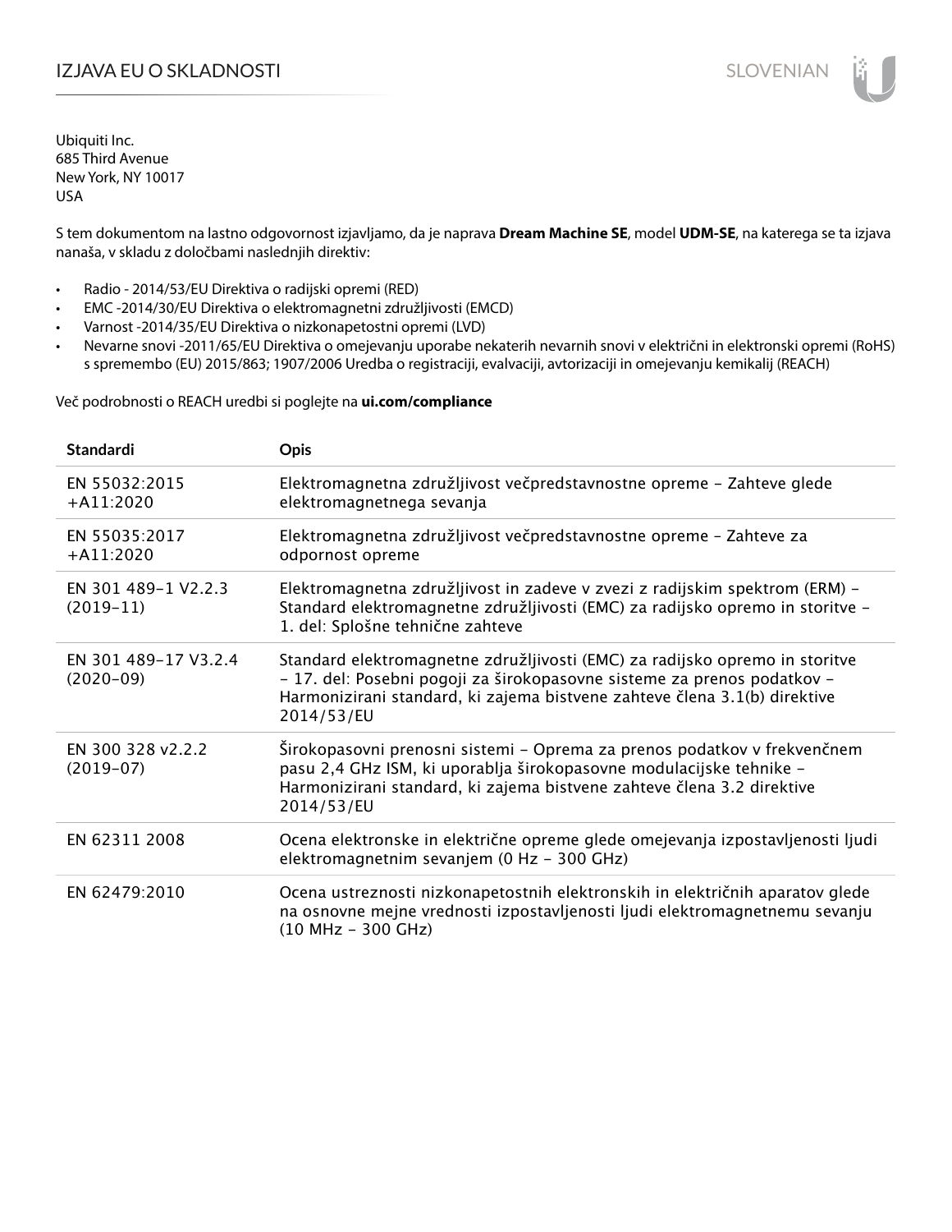# IZJAVA EU O SKLADNOSTI

Ubiquiti Inc.
685 Third Avenue
New York, NY 10017
USA

S tem dokumentom na lastno odgovornost izjavljamo, da je naprava **Dream Machine SE**, model **UDM-SE**, na katerega se ta izjava nanaša, v skladu z določbami naslednjih direktiv:

- Radio - 2014/53/EU Direktiva o radijski opremi (RED)
- EMC -2014/30/EU Direktiva o elektromagnetni združljivosti (EMCD)
- Varnost -2014/35/EU Direktiva o nizkonapetostni opremi (LVD)
- Nevarne snovi -2011/65/EU Direktiva o omejevanju uporabe nekaterih nevarnih snovi v električni in elektronski opremi (RoHS) s spremembo (EU) 2015/863; 1907/2006 Uredba o registraciji, evalvaciji, avtorizaciji in omejevanju kemikalij (REACH)

Več podrobnosti o REACH uredbi si poglejte na **ui.com/compliance**

| Standardi | Opis |
|---|---|
| EN 55032:2015 +A11:2020 | Elektromagnetna združljivost večpredstavnostne opreme – Zahteve glede elektromagnetnega sevanja |
| EN 55035:2017 +A11:2020 | Elektromagnetna združljivost večpredstavnostne opreme – Zahteve za odpornost opreme |
| EN 301 489-1 V2.2.3 (2019-11) | Elektromagnetna združljivost in zadeve v zvezi z radijskim spektrom (ERM) – Standard elektromagnetne združljivosti (EMC) za radijsko opremo in storitve – 1. del: Splošne tehnične zahteve |
| EN 301 489-17 V3.2.4 (2020-09) | Standard elektromagnetne združljivosti (EMC) za radijsko opremo in storitve – 17. del: Posebni pogoji za širokopasovne sisteme za prenos podatkov – Harmonizirani standard, ki zajema bistvene zahteve člena 3.1(b) direktive 2014/53/EU |
| EN 300 328 v2.2.2 (2019-07) | Širokopasovni prenosni sistemi – Oprema za prenos podatkov v frekvenčnem pasu 2,4 GHz ISM, ki uporablja širokopasovne modulacijske tehnike – Harmonizirani standard, ki zajema bistvene zahteve člena 3.2 direktive 2014/53/EU |
| EN 62311 2008 | Ocena elektronske in električne opreme glede omejevanja izpostavljenosti ljudi elektromagnetnim sevanjem (0 Hz – 300 GHz) |
| EN 62479:2010 | Ocena ustreznosti nizkonapetostnih elektronskih in električnih aparatov glede na osnovne mejne vrednosti izpostavljenosti ljudi elektromagnetnemu sevanju (10 MHz – 300 GHz) |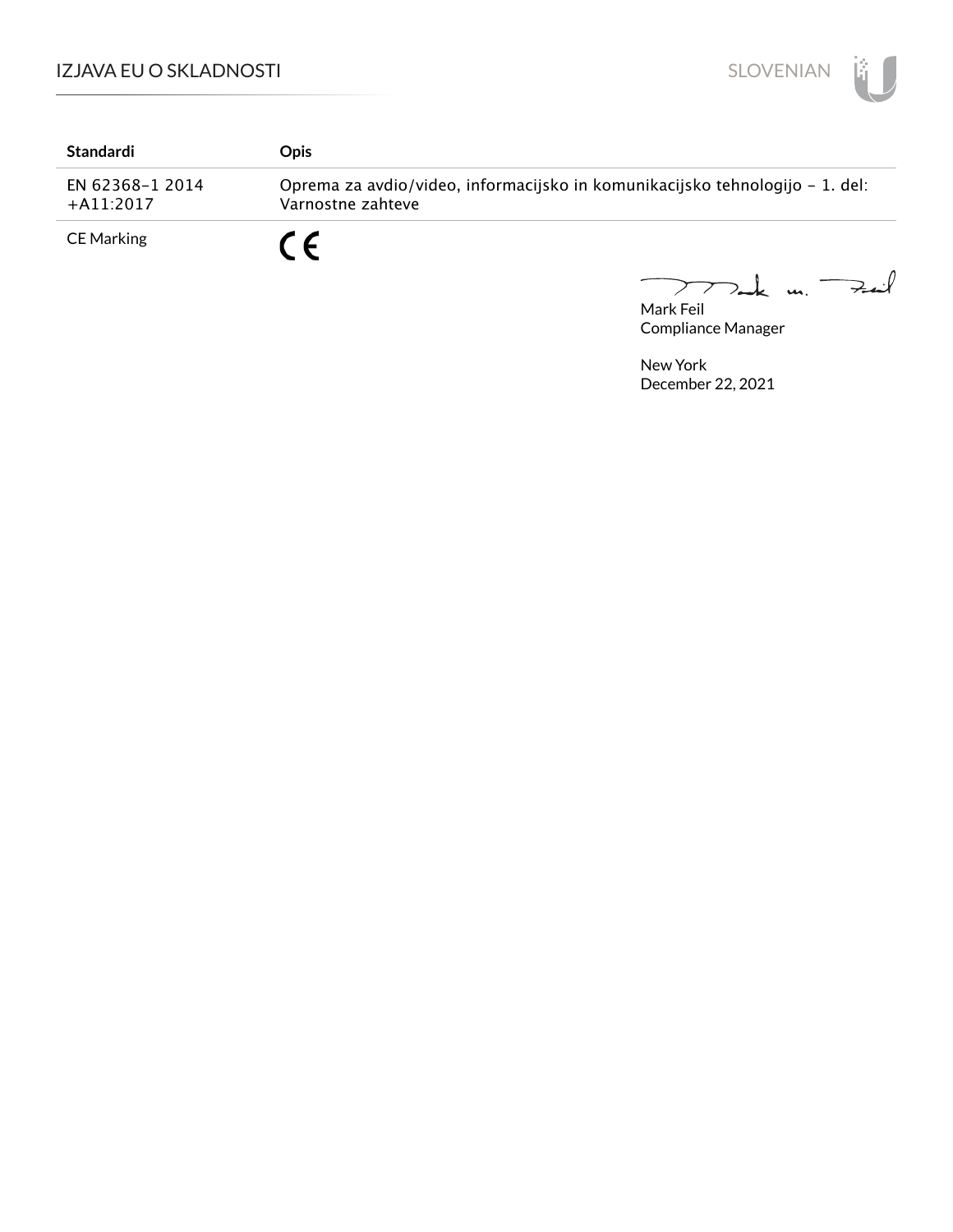| Standardi | Opis |
| --- | --- |
| EN 62368-1 2014 +A11:2017 | Oprema za avdio/video, informacijsko in komunikacijsko tehnologijo - 1. del: Varnostne zahteve |
| CE Marking | CE |

Mark Feil
Compliance Manager

New York
December 22, 2021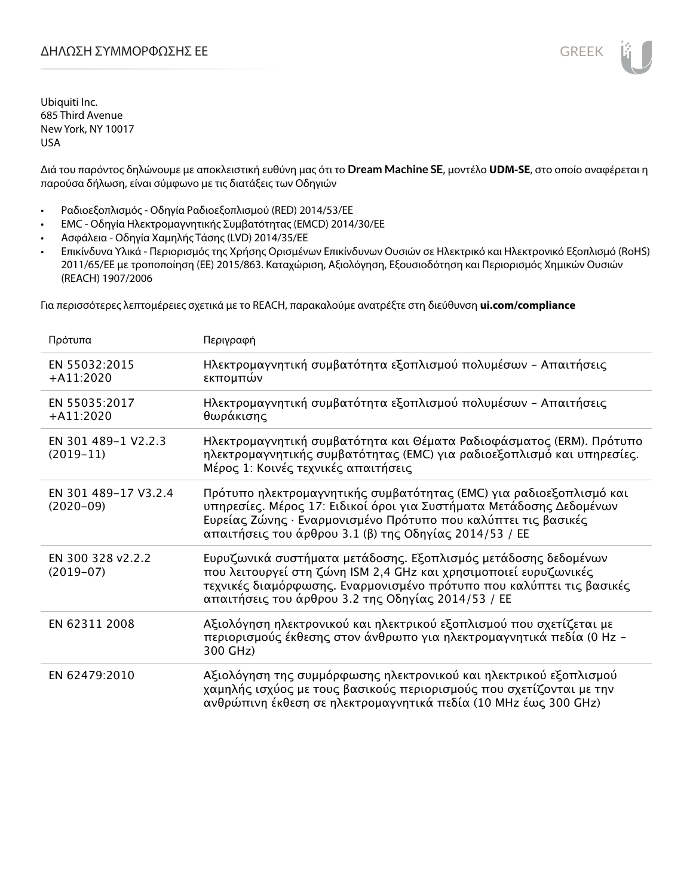# ΔΗΛΩΣΗ ΣΥΜΜΟΡΦΩΣΗΣ ΕΕ

Ubiquiti Inc.
685 Third Avenue
New York, NY 10017
USA

Διά του παρόντος δηλώνουμε με αποκλειστική ευθύνη μας ότι το **Dream Machine SE**, μοντέλο **UDM-SE**, στο οποίο αναφέρεται η παρούσα δήλωση, είναι σύμφωνο με τις διατάξεις των Οδηγιών

- Ραδιοεξοπλισμός - Οδηγία Ραδιοεξοπλισμού (RED) 2014/53/ΕΕ
- EMC - Οδηγία Ηλεκτρομαγνητικής Συμβατότητας (EMCD) 2014/30/ΕΕ
- Ασφάλεια - Οδηγία Χαμηλής Τάσης (LVD) 2014/35/ΕΕ
- Επικίνδυνα Υλικά - Περιορισμός της Χρήσης Ορισμένων Επικίνδυνων Ουσιών σε Ηλεκτρικό και Ηλεκτρονικό Εξοπλισμό (RoHS) 2011/65/ΕΕ με τροποποίηση (ΕΕ) 2015/863. Καταχώριση, Αξιολόγηση, Εξουσιοδότηση και Περιορισμός Χημικών Ουσιών (REACH) 1907/2006

Για περισσότερες λεπτομέρειες σχετικά με το REACH, παρακαλούμε ανατρέξτε στη διεύθυνση **ui.com/compliance**

| Πρότυπα | Περιγραφή |
|---|---|
| EN 55032:2015 +A11:2020 | Ηλεκτρομαγνητική συμβατότητα εξοπλισμού πολυμέσων – Απαιτήσεις εκπομπών |
| EN 55035:2017 +A11:2020 | Ηλεκτρομαγνητική συμβατότητα εξοπλισμού πολυμέσων – Απαιτήσεις θωράκισης |
| EN 301 489-1 V2.2.3 (2019-11) | Ηλεκτρομαγνητική συμβατότητα και Θέματα Ραδιοφάσματος (ERM). Πρότυπο ηλεκτρομαγνητικής συμβατότητας (EMC) για ραδιοεξοπλισμό και υπηρεσίες. Μέρος 1: Κοινές τεχνικές απαιτήσεις |
| EN 301 489-17 V3.2.4 (2020-09) | Πρότυπο ηλεκτρομαγνητικής συμβατότητας (EMC) για ραδιοεξοπλισμό και υπηρεσίες. Μέρος 17: Ειδικοί όροι για Συστήματα Μετάδοσης Δεδομένων Ευρείας Ζώνης · Εναρμονισμένο Πρότυπο που καλύπτει τις βασικές απαιτήσεις του άρθρου 3.1 (β) της Οδηγίας 2014/53 / ΕΕ |
| EN 300 328 v2.2.2 (2019-07) | Ευρυζωνικά συστήματα μετάδοσης. Εξοπλισμός μετάδοσης δεδομένων που λειτουργεί στη ζώνη ISM 2,4 GHz και χρησιμοποιεί ευρυζωνικές τεχνικές διαμόρφωσης. Εναρμονισμένο πρότυπο που καλύπτει τις βασικές απαιτήσεις του άρθρου 3.2 της Οδηγίας 2014/53 / ΕΕ |
| EN 62311 2008 | Αξιολόγηση ηλεκτρονικού και ηλεκτρικού εξοπλισμού που σχετίζεται με περιορισμούς έκθεσης στον άνθρωπο για ηλεκτρομαγνητικά πεδία (0 Hz – 300 GHz) |
| EN 62479:2010 | Αξιολόγηση της συμμόρφωσης ηλεκτρονικού και ηλεκτρικού εξοπλισμού χαμηλής ισχύος με τους βασικούς περιορισμούς που σχετίζονται με την ανθρώπινη έκθεση σε ηλεκτρομαγνητικά πεδία (10 MHz έως 300 GHz) |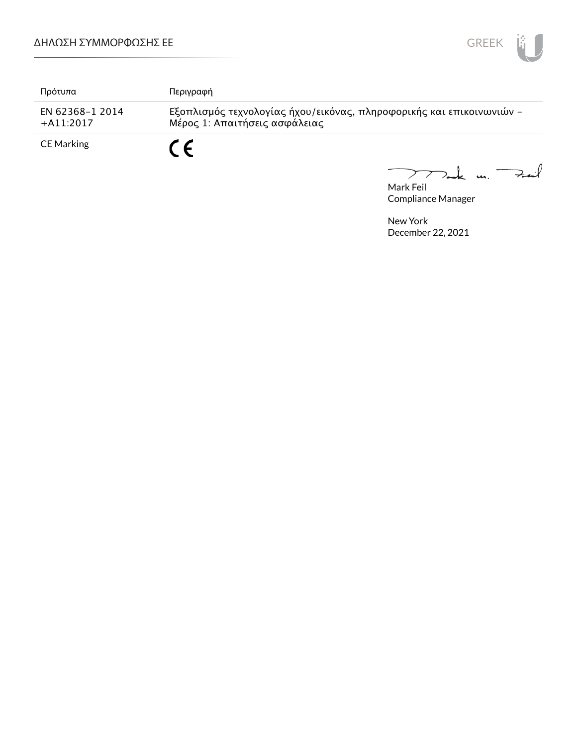| Πρότυπα | Περιγραφή |
| --- | --- |
| EN 62368-1 2014 +A11:2017 | Εξοπλισμός τεχνολογίας ήχου/εικόνας, πληροφορικής και επικοινωνιών – Μέρος 1: Απαιτήσεις ασφάλειας |
| CE Marking | CE |

Mark Feil
Compliance Manager

New York
December 22, 2021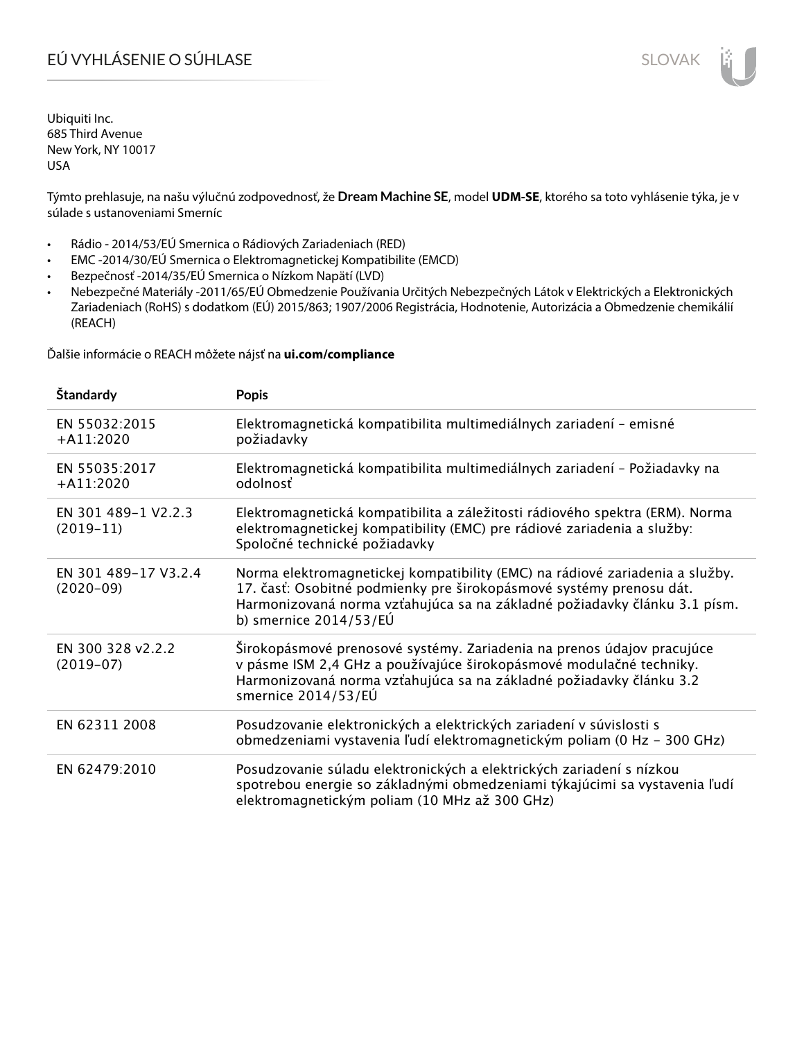# EÚ VYHLÁSENIE O SÚHLASE

Ubiquiti Inc.
685 Third Avenue
New York, NY 10017
USA

Týmto prehlasuje, na našu výlučnú zodpovednosť, že **Dream Machine SE**, model **UDM-SE**, ktorého sa toto vyhlásenie týka, je v súlade s ustanoveniami Smerníc

- Rádio - 2014/53/EÚ Smernica o Rádiových Zariadeniach (RED)
- EMC -2014/30/EÚ Smernica o Elektromagnetickej Kompatibilite (EMCD)
- Bezpečnosť -2014/35/EÚ Smernica o Nízkom Napätí (LVD)
- Nebezpečné Materiály -2011/65/EÚ Obmedzenie Používania Určitých Nebezpečných Látok v Elektrických a Elektronických Zariadeniach (RoHS) s dodatkom (EÚ) 2015/863; 1907/2006 Registrácia, Hodnotenie, Autorizácia a Obmedzenie chemikálií (REACH)

Ďalšie informácie o REACH môžete nájsť na **ui.com/compliance**

| Štandardy | Popis |
|---|---|
| EN 55032:2015 +A11:2020 | Elektromagnetická kompatibilita multimediálnych zariadení – emisné požiadavky |
| EN 55035:2017 +A11:2020 | Elektromagnetická kompatibilita multimediálnych zariadení – Požiadavky na odolnosť |
| EN 301 489-1 V2.2.3 (2019-11) | Elektromagnetická kompatibilita a záležitosti rádiového spektra (ERM). Norma elektromagnetickej kompatibility (EMC) pre rádiové zariadenia a služby: Spoločné technické požiadavky |
| EN 301 489-17 V3.2.4 (2020-09) | Norma elektromagnetickej kompatibility (EMC) na rádiové zariadenia a služby. 17. časť: Osobitné podmienky pre širokopásmové systémy prenosu dát. Harmonizovaná norma vzťahujúca sa na základné požiadavky článku 3.1 písm. b) smernice 2014/53/EÚ |
| EN 300 328 v2.2.2 (2019-07) | Širokopásmové prenosové systémy. Zariadenia na prenos údajov pracujúce v pásme ISM 2,4 GHz a používajúce širokopásmové modulačné techniky. Harmonizovaná norma vzťahujúca sa na základné požiadavky článku 3.2 smernice 2014/53/EÚ |
| EN 62311 2008 | Posudzovanie elektronických a elektrických zariadení v súvislosti s obmedzeniami vystavenia ľudí elektromagnetickým poliam (0 Hz – 300 GHz) |
| EN 62479:2010 | Posudzovanie súladu elektronických a elektrických zariadení s nízkou spotrebou energie so základnými obmedzeniami týkajúcimi sa vystavenia ľudí elektromagnetickým poliam (10 MHz až 300 GHz) |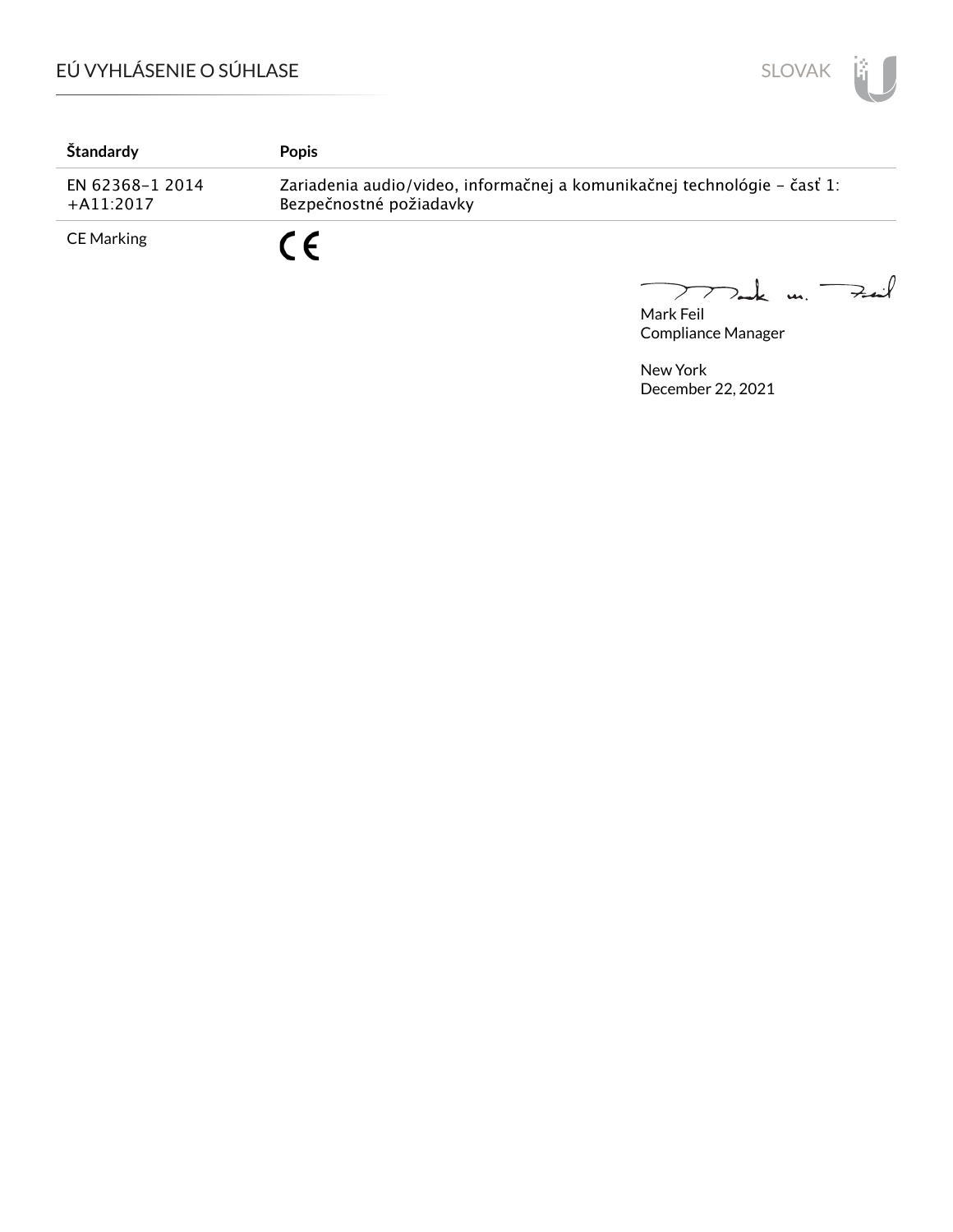| Štandardy | Popis |
|---|---|
| EN 62368-1 2014<br>+A11:2017 | Zariadenia audio/video, informačnej a komunikačnej technológie – časť 1: Bezpečnostné požiadavky |
| CE Marking | CE |

Mark Feil
Compliance Manager

New York
December 22, 2021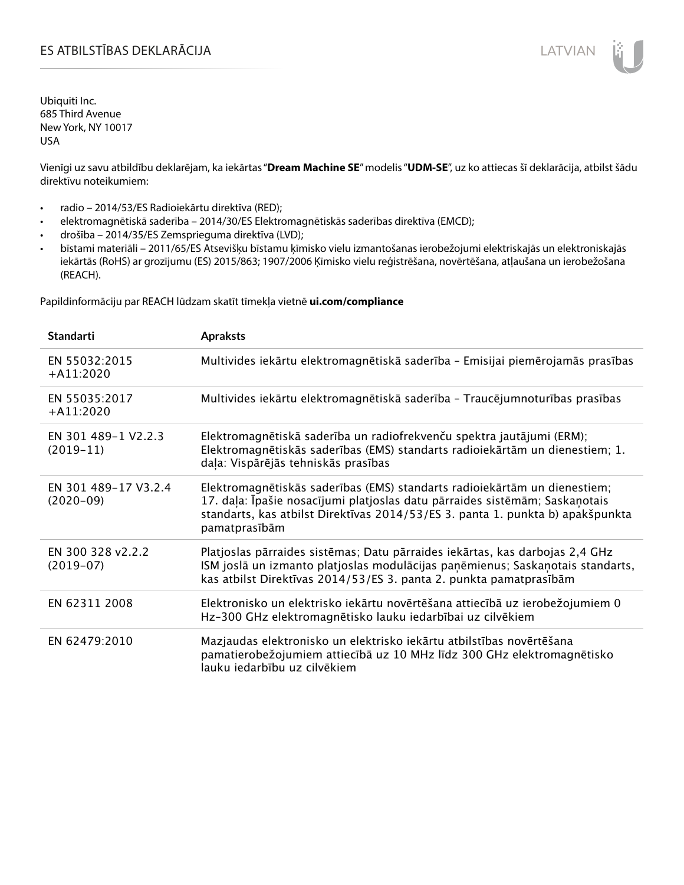# ES ATBILSTĪBAS DEKLARĀCIJA

Ubiquiti Inc.
685 Third Avenue
New York, NY 10017
USA

Vienīgi uz savu atbildību deklarējam, ka iekārtas "**Dream Machine SE**" modelis "**UDM-SE**", uz ko attiecas šī deklarācija, atbilst šādu direktīvu noteikumiem:

- radio – 2014/53/ES Radioiekārtu direktīva (RED);
- elektromagnētiskā saderība – 2014/30/ES Elektromagnētiskās saderības direktīva (EMCD);
- drošība – 2014/35/ES Zemsprieguma direktīva (LVD);
- bīstami materiāli – 2011/65/ES Atsevišķu bīstamu ķīmisko vielu izmantošanas ierobežojumi elektriskajās un elektroniskajās iekārtās (RoHS) ar grozījumu (ES) 2015/863; 1907/2006 Ķīmisko vielu reģistrēšana, novērtēšana, atļaušana un ierobežošana (REACH).

Papildinformāciju par REACH lūdzam skatīt tīmekļa vietnē **ui.com/compliance**

| Standarti | Apraksts |
|---|---|
| EN 55032:2015 +A11:2020 | Multivides iekārtu elektromagnētiskā saderība – Emisijai piemērojamās prasības |
| EN 55035:2017 +A11:2020 | Multivides iekārtu elektromagnētiskā saderība – Traucējumnoturības prasības |
| EN 301 489-1 V2.2.3 (2019-11) | Elektromagnētiskā saderība un radiofrekvenču spektra jautājumi (ERM); Elektromagnētiskās saderības (EMS) standarts radioiekārtām un dienestiem; 1. daļa: Vispārējās tehniskās prasības |
| EN 301 489-17 V3.2.4 (2020-09) | Elektromagnētiskās saderības (EMS) standarts radioiekārtām un dienestiem; 17. daļa: Īpašie nosacījumi platjoslas datu pārraides sistēmām; Saskaņotais standarts, kas atbilst Direktīvas 2014/53/ES 3. panta 1. punkta b) apakšpunkta pamatprasībām |
| EN 300 328 v2.2.2 (2019-07) | Platjoslas pārraides sistēmas; Datu pārraides iekārtas, kas darbojas 2,4 GHz ISM joslā un izmanto platjoslas modulācijas paņēmienus; Saskaņotais standarts, kas atbilst Direktīvas 2014/53/ES 3. panta 2. punkta pamatprasībām |
| EN 62311 2008 | Elektronisko un elektrisko iekārtu novērtēšana attiecībā uz ierobežojumiem 0 Hz-300 GHz elektromagnētisko lauku iedarbībai uz cilvēkiem |
| EN 62479:2010 | Mazjaudas elektronisko un elektrisko iekārtu atbilstības novērtēšana pamatierobežojumiem attiecībā uz 10 MHz līdz 300 GHz elektromagnētisko lauku iedarbību uz cilvēkiem |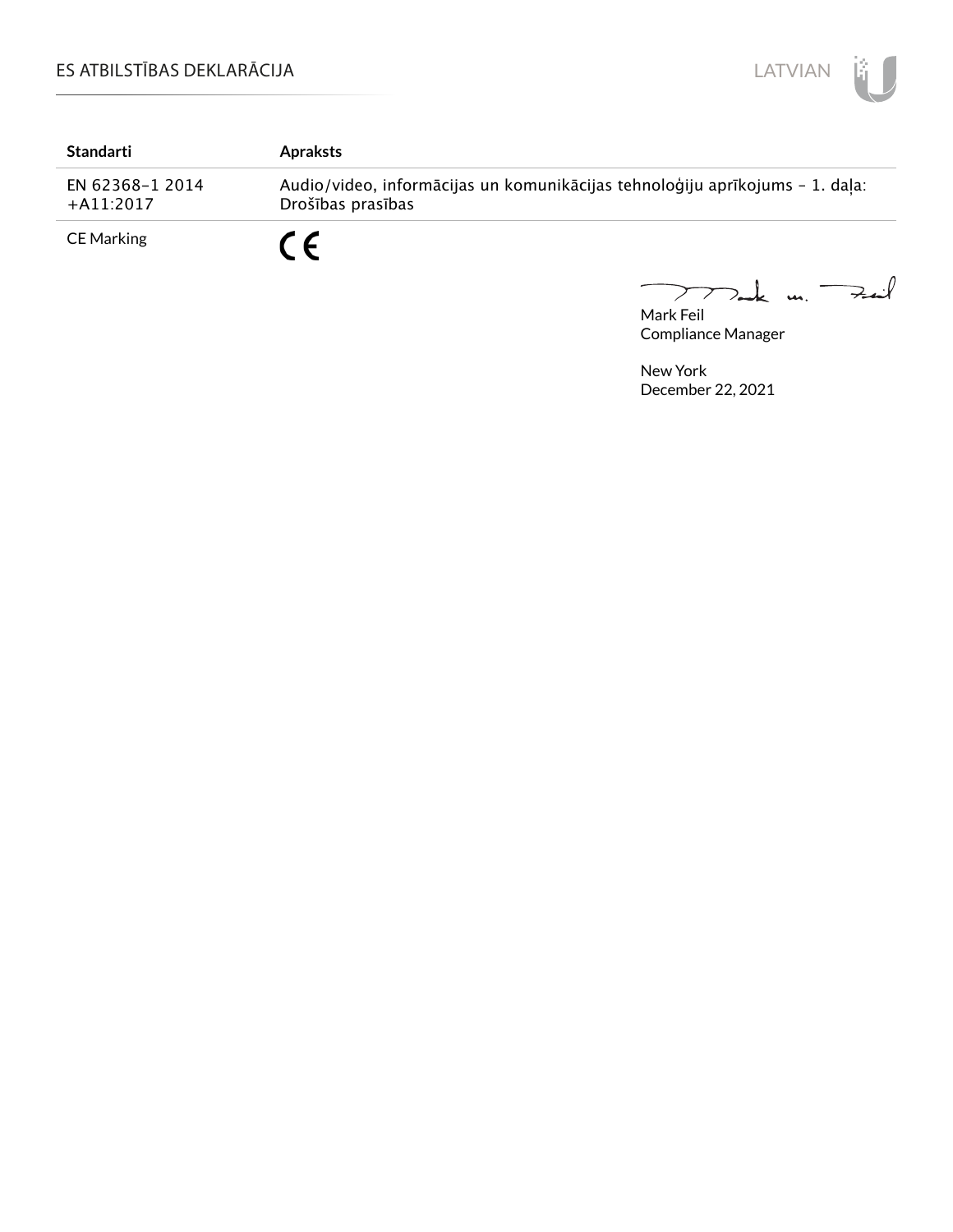| Standarti | Apraksts |
|---|---|
| EN 62368-1 2014 +A11:2017 | Audio/video, informācijas un komunikācijas tehnoloģiju aprīkojums – 1. daļa: Drošības prasības |
| CE Marking | CE |

Mark Feil
Compliance Manager

New York
December 22, 2021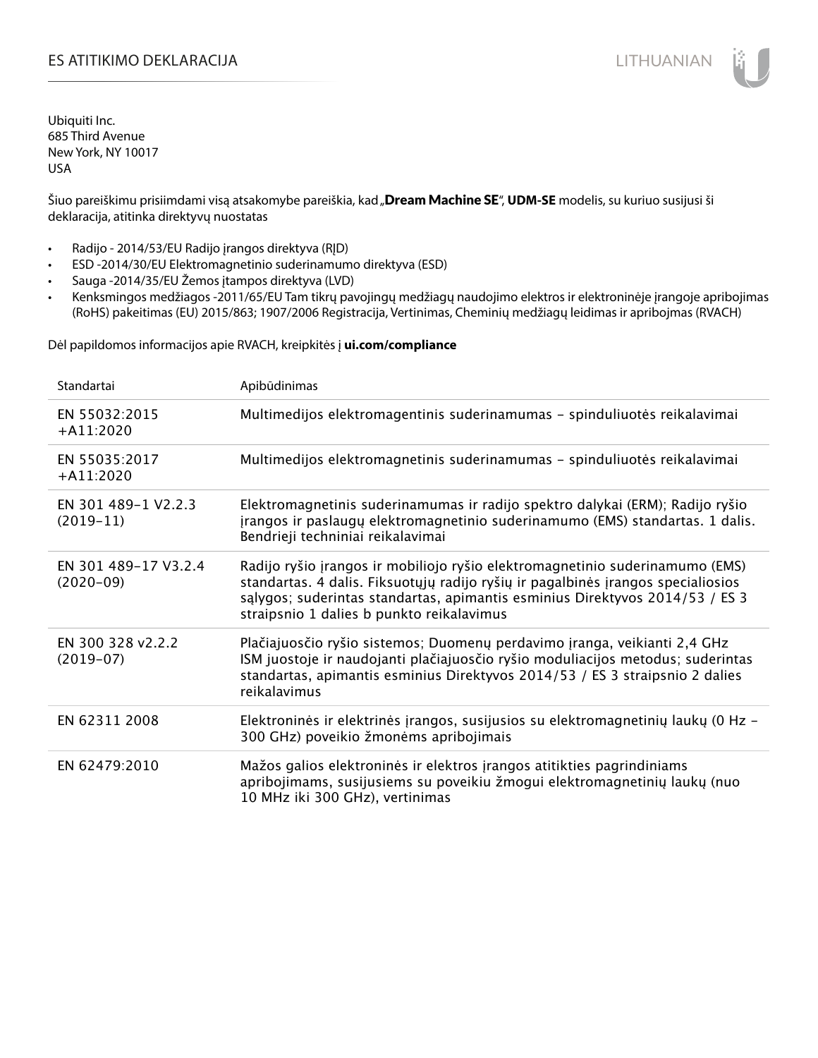# ES ATITIKIMO DEKLARACIJA

Ubiquiti Inc.
685 Third Avenue
New York, NY 10017
USA

Šiuo pareiškimu prisiimdami visą atsakomybe pareiškia, kad „**Dream Machine SE**", **UDM-SE** modelis, su kuriuo susijusi ši deklaracija, atitinka direktyvų nuostatas

- Radijo - 2014/53/EU Radijo įrangos direktyva (RĮD)
- ESD -2014/30/EU Elektromagnetinio suderinamumo direktyva (ESD)
- Sauga -2014/35/EU Žemos įtampos direktyva (LVD)
- Kenksmingos medžiagos -2011/65/EU Tam tikrų pavojingų medžiagų naudojimo elektros ir elektroninėje įrangoje apribojimas (RoHS) pakeitimas (EU) 2015/863; 1907/2006 Registracija, Vertinimas, Cheminių medžiagų leidimas ir apribojmas (RVACH)

Dėl papildomos informacijos apie RVACH, kreipkitės į **ui.com/compliance**

| Standartai | Apibūdinimas |
|---|---|
| EN 55032:2015 +A11:2020 | Multimedijos elektromagentinis suderinamumas – spinduliuotės reikalavimai |
| EN 55035:2017 +A11:2020 | Multimedijos elektromagnetinis suderinamumas – spinduliuotės reikalavimai |
| EN 301 489-1 V2.2.3 (2019-11) | Elektromagnetinis suderinamumas ir radijo spektro dalykai (ERM); Radijo ryšio įrangos ir paslaugų elektromagnetinio suderinamumo (EMS) standartas. 1 dalis. Bendrieji techniniai reikalavimai |
| EN 301 489-17 V3.2.4 (2020-09) | Radijo ryšio įrangos ir mobiliojo ryšio elektromagnetinio suderinamumo (EMS) standartas. 4 dalis. Fiksuotųjų radijo ryšių ir pagalbinės įrangos specialiosios sąlygos; suderintas standartas, apimantis esminius Direktyvos 2014/53 / ES 3 straipsnio 1 dalies b punkto reikalavimus |
| EN 300 328 v2.2.2 (2019-07) | Plačiajuosčio ryšio sistemos; Duomenų perdavimo įranga, veikianti 2,4 GHz ISM juostoje ir naudojanti plačiajuosčio ryšio moduliacijos metodus; suderintas standartas, apimantis esminius Direktyvos 2014/53 / ES 3 straipsnio 2 dalies reikalavimus |
| EN 62311 2008 | Elektroninės ir elektrinės įrangos, susijusios su elektromagnetinių laukų (0 Hz – 300 GHz) poveikio žmonėms apribojimais |
| EN 62479:2010 | Mažos galios elektroninės ir elektros įrangos atitikties pagrindiniams apribojimams, susijusiems su poveikiu žmogui elektromagnetinių laukų (nuo 10 MHz iki 300 GHz), vertinimas |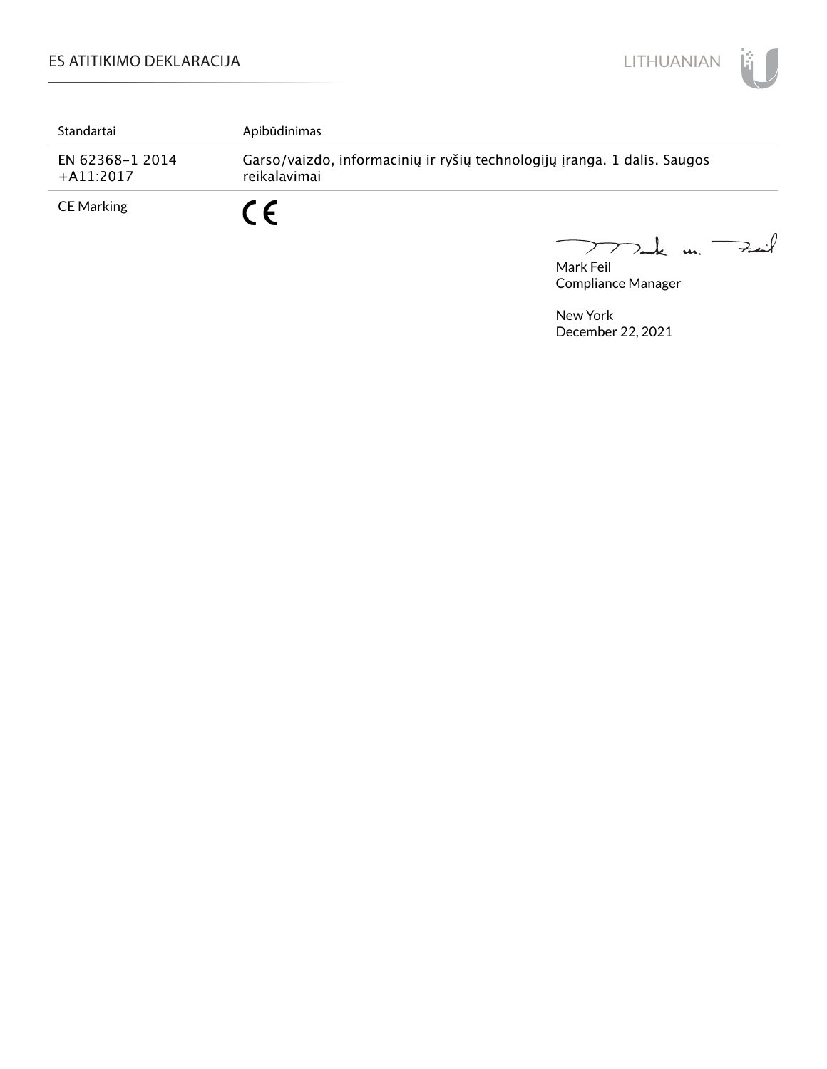| Standartai | Apibūdinimas |
|---|---|
| EN 62368-1 2014 +A11:2017 | Garso/vaizdo, informacinių ir ryšių technologijų įranga. 1 dalis. Saugos reikalavimai |
| CE Marking | CE |

Mark Feil
Compliance Manager

New York
December 22, 2021